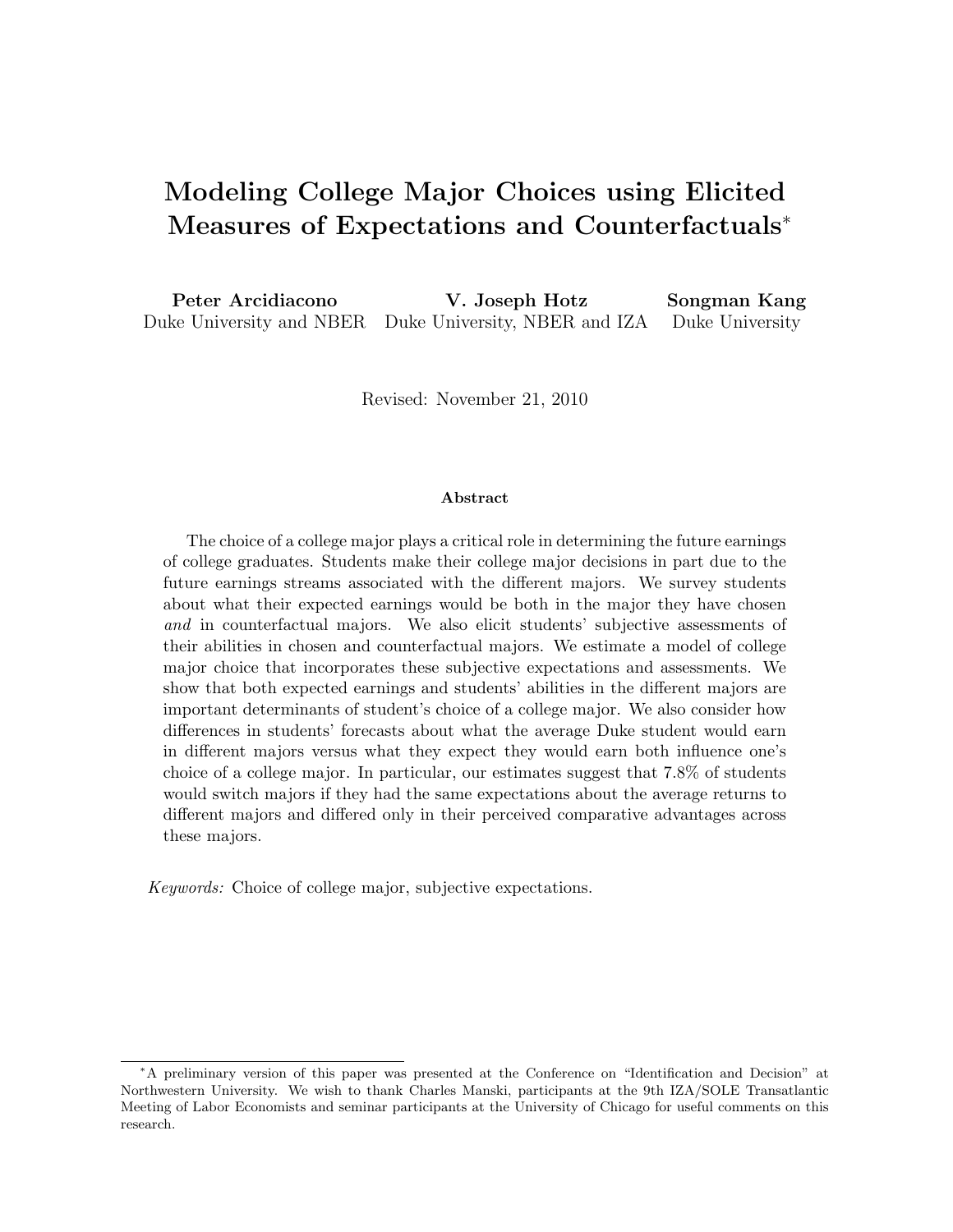# Modeling College Major Choices using Elicited Measures of Expectations and Counterfactuals*

**Peter Arcidiacono**
Duke University and NBER

**V. Joseph Hotz**
Duke University, NBER and IZA

**Songman Kang**
Duke University

Revised: November 21, 2010

### Abstract

The choice of a college major plays a critical role in determining the future earnings of college graduates. Students make their college major decisions in part due to the future earnings streams associated with the different majors. We survey students about what their expected earnings would be both in the major they have chosen *and* in counterfactual majors. We also elicit students' subjective assessments of their abilities in chosen and counterfactual majors. We estimate a model of college major choice that incorporates these subjective expectations and assessments. We show that both expected earnings and students' abilities in the different majors are important determinants of student's choice of a college major. We also consider how differences in students' forecasts about what the average Duke student would earn in different majors versus what they expect they would earn both influence one's choice of a college major. In particular, our estimates suggest that 7.8% of students would switch majors if they had the same expectations about the average returns to different majors and differed only in their perceived comparative advantages across these majors.

*Keywords:* Choice of college major, subjective expectations.

*A preliminary version of this paper was presented at the Conference on "Identification and Decision" at Northwestern University. We wish to thank Charles Manski, participants at the 9th IZA/SOLE Transatlantic Meeting of Labor Economists and seminar participants at the University of Chicago for useful comments on this research.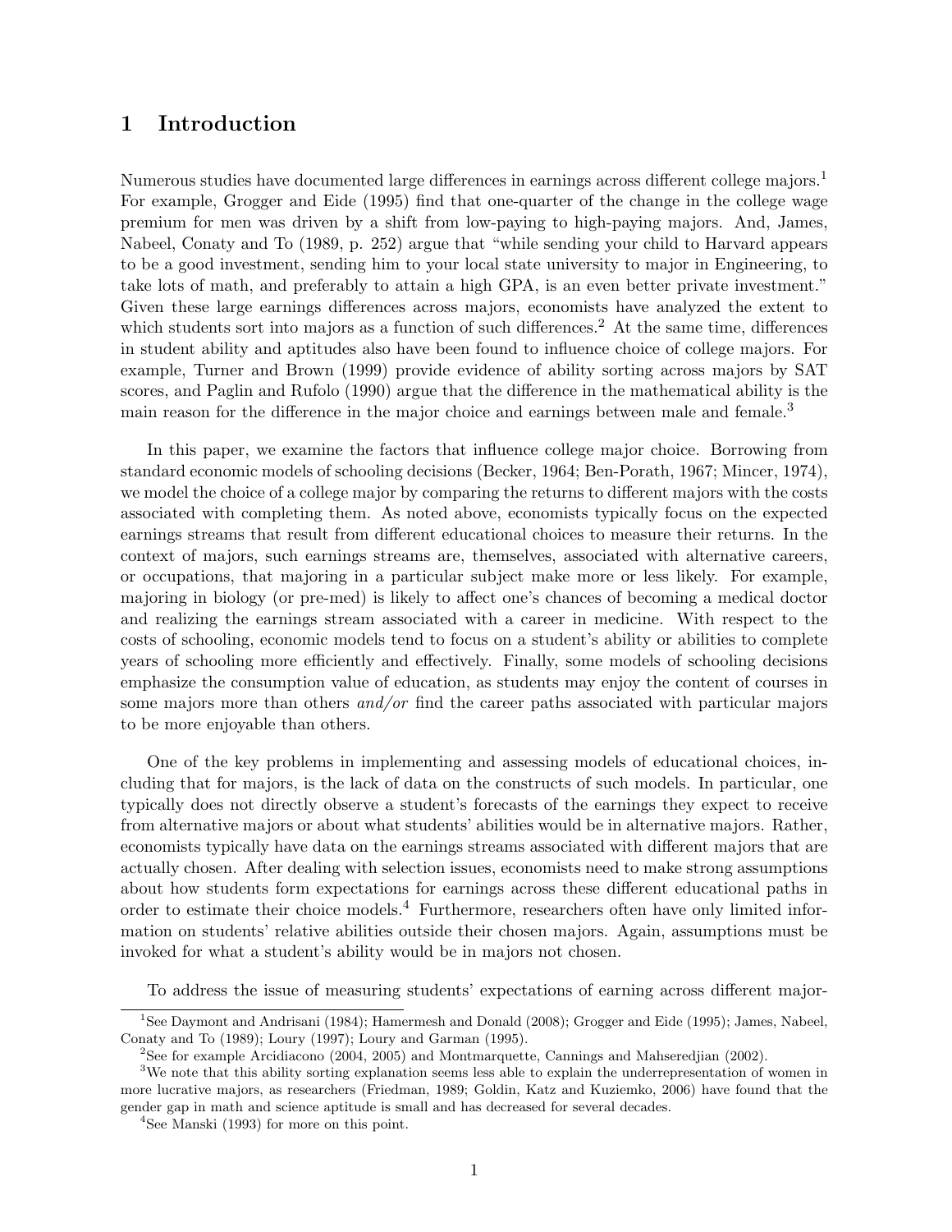# 1 Introduction

Numerous studies have documented large differences in earnings across different college majors.[1] For example, Grogger and Eide (1995) find that one-quarter of the change in the college wage premium for men was driven by a shift from low-paying to high-paying majors. And, James, Nabeel, Conaty and To (1989, p. 252) argue that "while sending your child to Harvard appears to be a good investment, sending him to your local state university to major in Engineering, to take lots of math, and preferably to attain a high GPA, is an even better private investment." Given these large earnings differences across majors, economists have analyzed the extent to which students sort into majors as a function of such differences.[2] At the same time, differences in student ability and aptitudes also have been found to influence choice of college majors. For example, Turner and Brown (1999) provide evidence of ability sorting across majors by SAT scores, and Paglin and Rufolo (1990) argue that the difference in the mathematical ability is the main reason for the difference in the major choice and earnings between male and female.[3]

In this paper, we examine the factors that influence college major choice. Borrowing from standard economic models of schooling decisions (Becker, 1964; Ben-Porath, 1967; Mincer, 1974), we model the choice of a college major by comparing the returns to different majors with the costs associated with completing them. As noted above, economists typically focus on the expected earnings streams that result from different educational choices to measure their returns. In the context of majors, such earnings streams are, themselves, associated with alternative careers, or occupations, that majoring in a particular subject make more or less likely. For example, majoring in biology (or pre-med) is likely to affect one's chances of becoming a medical doctor and realizing the earnings stream associated with a career in medicine. With respect to the costs of schooling, economic models tend to focus on a student's ability or abilities to complete years of schooling more efficiently and effectively. Finally, some models of schooling decisions emphasize the consumption value of education, as students may enjoy the content of courses in some majors more than others *and/or* find the career paths associated with particular majors to be more enjoyable than others.

One of the key problems in implementing and assessing models of educational choices, including that for majors, is the lack of data on the constructs of such models. In particular, one typically does not directly observe a student's forecasts of the earnings they expect to receive from alternative majors or about what students' abilities would be in alternative majors. Rather, economists typically have data on the earnings streams associated with different majors that are actually chosen. After dealing with selection issues, economists need to make strong assumptions about how students form expectations for earnings across these different educational paths in order to estimate their choice models.[4] Furthermore, researchers often have only limited information on students' relative abilities outside their chosen majors. Again, assumptions must be invoked for what a student's ability would be in majors not chosen.

To address the issue of measuring students' expectations of earning across different major-

---

[1] See Daymont and Andrisani (1984); Hamermesh and Donald (2008); Grogger and Eide (1995); James, Nabeel, Conaty and To (1989); Loury (1997); Loury and Garman (1995).

[2] See for example Arcidiacono (2004, 2005) and Montmarquette, Cannings and Mahseredjian (2002).

[3] We note that this ability sorting explanation seems less able to explain the underrepresentation of women in more lucrative majors, as researchers (Friedman, 1989; Goldin, Katz and Kuziemko, 2006) have found that the gender gap in math and science aptitude is small and has decreased for several decades.

[4] See Manski (1993) for more on this point.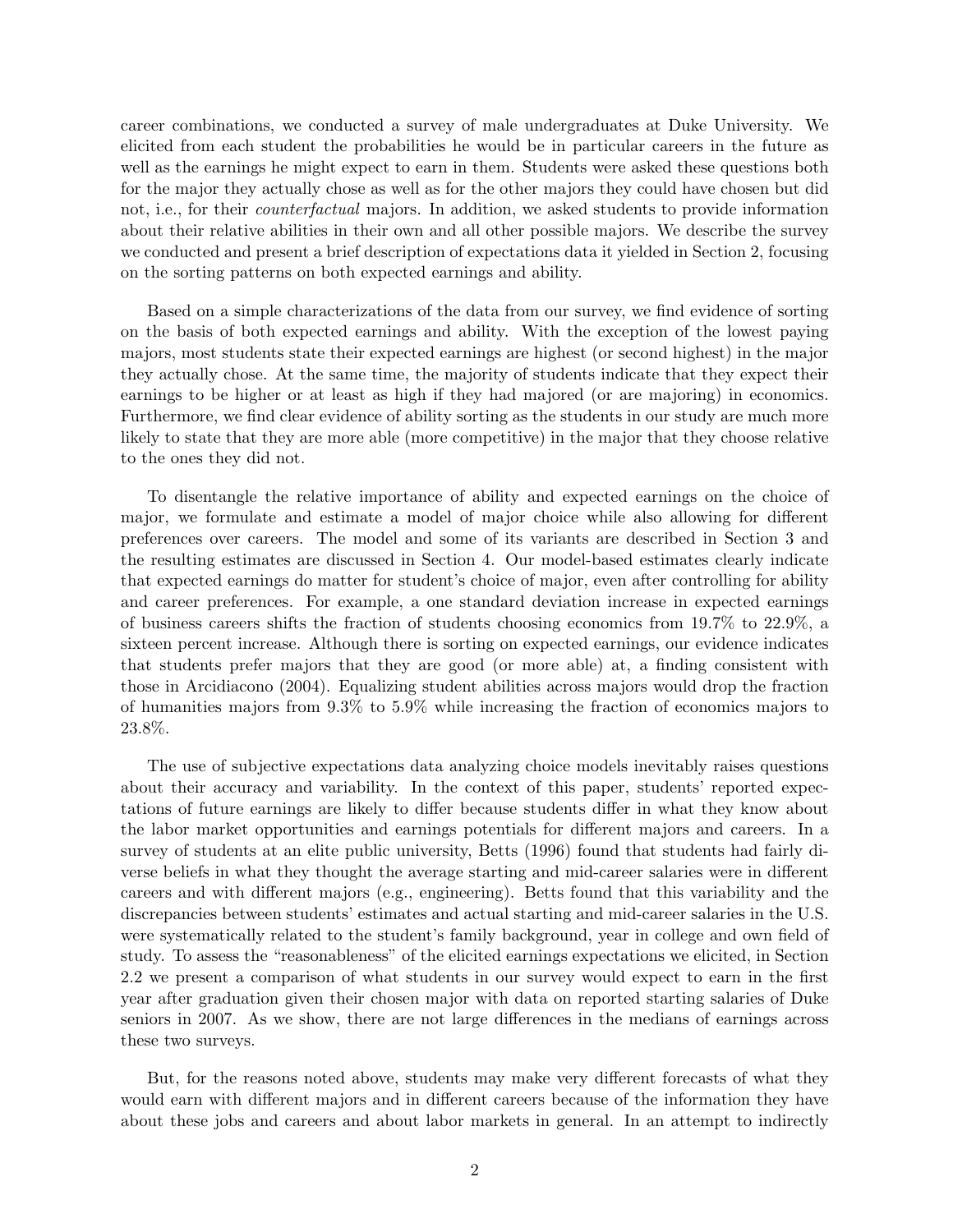career combinations, we conducted a survey of male undergraduates at Duke University. We elicited from each student the probabilities he would be in particular careers in the future as well as the earnings he might expect to earn in them. Students were asked these questions both for the major they actually chose as well as for the other majors they could have chosen but did not, i.e., for their *counterfactual* majors. In addition, we asked students to provide information about their relative abilities in their own and all other possible majors. We describe the survey we conducted and present a brief description of expectations data it yielded in Section 2, focusing on the sorting patterns on both expected earnings and ability.

Based on a simple characterizations of the data from our survey, we find evidence of sorting on the basis of both expected earnings and ability. With the exception of the lowest paying majors, most students state their expected earnings are highest (or second highest) in the major they actually chose. At the same time, the majority of students indicate that they expect their earnings to be higher or at least as high if they had majored (or are majoring) in economics. Furthermore, we find clear evidence of ability sorting as the students in our study are much more likely to state that they are more able (more competitive) in the major that they choose relative to the ones they did not.

To disentangle the relative importance of ability and expected earnings on the choice of major, we formulate and estimate a model of major choice while also allowing for different preferences over careers. The model and some of its variants are described in Section 3 and the resulting estimates are discussed in Section 4. Our model-based estimates clearly indicate that expected earnings do matter for student's choice of major, even after controlling for ability and career preferences. For example, a one standard deviation increase in expected earnings of business careers shifts the fraction of students choosing economics from 19.7% to 22.9%, a sixteen percent increase. Although there is sorting on expected earnings, our evidence indicates that students prefer majors that they are good (or more able) at, a finding consistent with those in Arcidiacono (2004). Equalizing student abilities across majors would drop the fraction of humanities majors from 9.3% to 5.9% while increasing the fraction of economics majors to 23.8%.

The use of subjective expectations data analyzing choice models inevitably raises questions about their accuracy and variability. In the context of this paper, students' reported expectations of future earnings are likely to differ because students differ in what they know about the labor market opportunities and earnings potentials for different majors and careers. In a survey of students at an elite public university, Betts (1996) found that students had fairly diverse beliefs in what they thought the average starting and mid-career salaries were in different careers and with different majors (e.g., engineering). Betts found that this variability and the discrepancies between students' estimates and actual starting and mid-career salaries in the U.S. were systematically related to the student's family background, year in college and own field of study. To assess the "reasonableness" of the elicited earnings expectations we elicited, in Section 2.2 we present a comparison of what students in our survey would expect to earn in the first year after graduation given their chosen major with data on reported starting salaries of Duke seniors in 2007. As we show, there are not large differences in the medians of earnings across these two surveys.

But, for the reasons noted above, students may make very different forecasts of what they would earn with different majors and in different careers because of the information they have about these jobs and careers and about labor markets in general. In an attempt to indirectly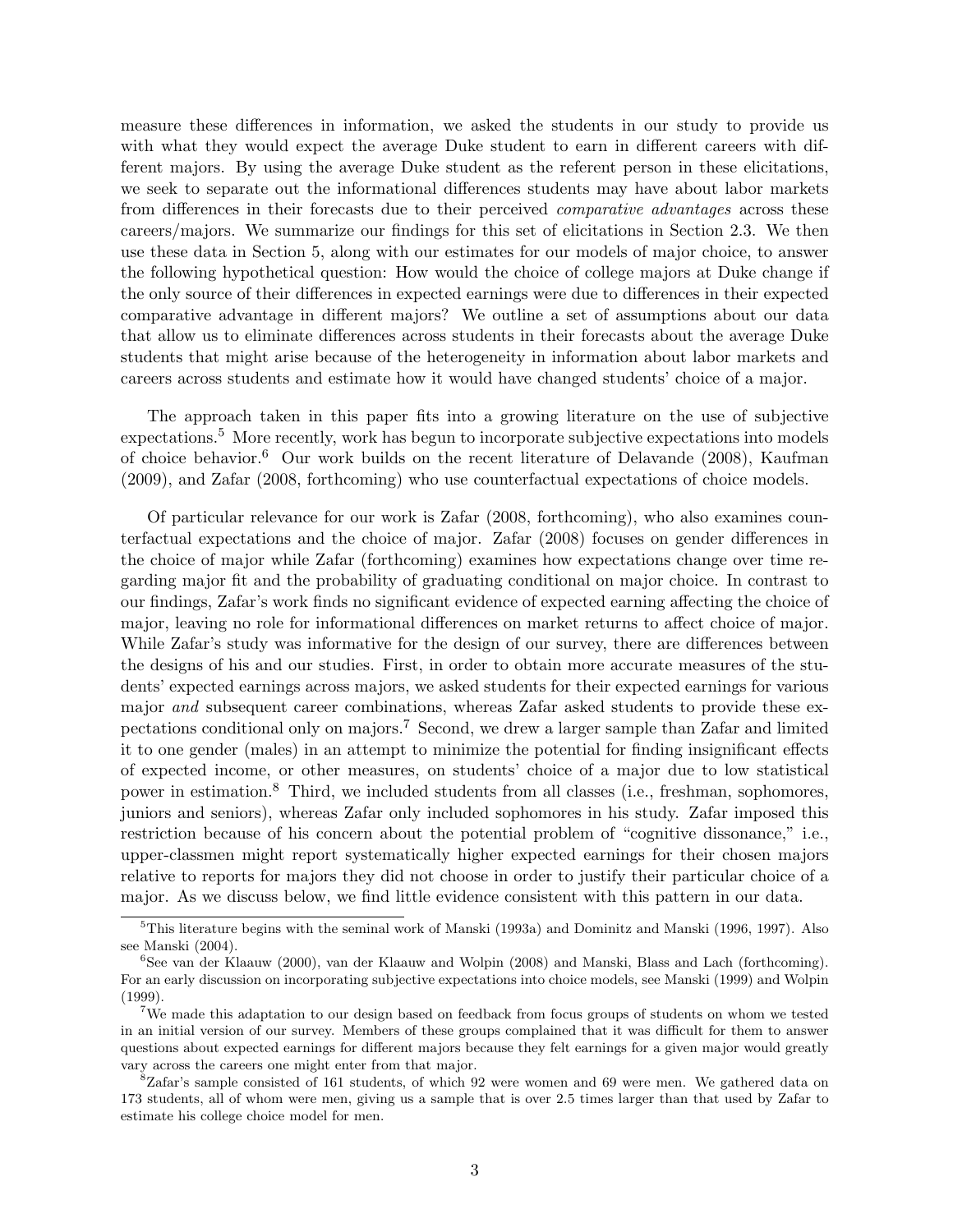measure these differences in information, we asked the students in our study to provide us with what they would expect the average Duke student to earn in different careers with different majors. By using the average Duke student as the referent person in these elicitations, we seek to separate out the informational differences students may have about labor markets from differences in their forecasts due to their perceived *comparative advantages* across these careers/majors. We summarize our findings for this set of elicitations in Section 2.3. We then use these data in Section 5, along with our estimates for our models of major choice, to answer the following hypothetical question: How would the choice of college majors at Duke change if the only source of their differences in expected earnings were due to differences in their expected comparative advantage in different majors? We outline a set of assumptions about our data that allow us to eliminate differences across students in their forecasts about the average Duke students that might arise because of the heterogeneity in information about labor markets and careers across students and estimate how it would have changed students' choice of a major.

The approach taken in this paper fits into a growing literature on the use of subjective expectations.[5] More recently, work has begun to incorporate subjective expectations into models of choice behavior.[6] Our work builds on the recent literature of Delavande (2008), Kaufman (2009), and Zafar (2008, forthcoming) who use counterfactual expectations of choice models.

Of particular relevance for our work is Zafar (2008, forthcoming), who also examines counterfactual expectations and the choice of major. Zafar (2008) focuses on gender differences in the choice of major while Zafar (forthcoming) examines how expectations change over time regarding major fit and the probability of graduating conditional on major choice. In contrast to our findings, Zafar's work finds no significant evidence of expected earning affecting the choice of major, leaving no role for informational differences on market returns to affect choice of major. While Zafar's study was informative for the design of our survey, there are differences between the designs of his and our studies. First, in order to obtain more accurate measures of the students' expected earnings across majors, we asked students for their expected earnings for various major *and* subsequent career combinations, whereas Zafar asked students to provide these expectations conditional only on majors.[7] Second, we drew a larger sample than Zafar and limited it to one gender (males) in an attempt to minimize the potential for finding insignificant effects of expected income, or other measures, on students' choice of a major due to low statistical power in estimation.[8] Third, we included students from all classes (i.e., freshman, sophomores, juniors and seniors), whereas Zafar only included sophomores in his study. Zafar imposed this restriction because of his concern about the potential problem of "cognitive dissonance," i.e., upper-classmen might report systematically higher expected earnings for their chosen majors relative to reports for majors they did not choose in order to justify their particular choice of a major. As we discuss below, we find little evidence consistent with this pattern in our data.

[5] This literature begins with the seminal work of Manski (1993a) and Dominitz and Manski (1996, 1997). Also see Manski (2004).

[6] See van der Klaauw (2000), van der Klaauw and Wolpin (2008) and Manski, Blass and Lach (forthcoming). For an early discussion on incorporating subjective expectations into choice models, see Manski (1999) and Wolpin (1999).

[7] We made this adaptation to our design based on feedback from focus groups of students on whom we tested in an initial version of our survey. Members of these groups complained that it was difficult for them to answer questions about expected earnings for different majors because they felt earnings for a given major would greatly vary across the careers one might enter from that major.

[8] Zafar's sample consisted of 161 students, of which 92 were women and 69 were men. We gathered data on 173 students, all of whom were men, giving us a sample that is over 2.5 times larger than that used by Zafar to estimate his college choice model for men.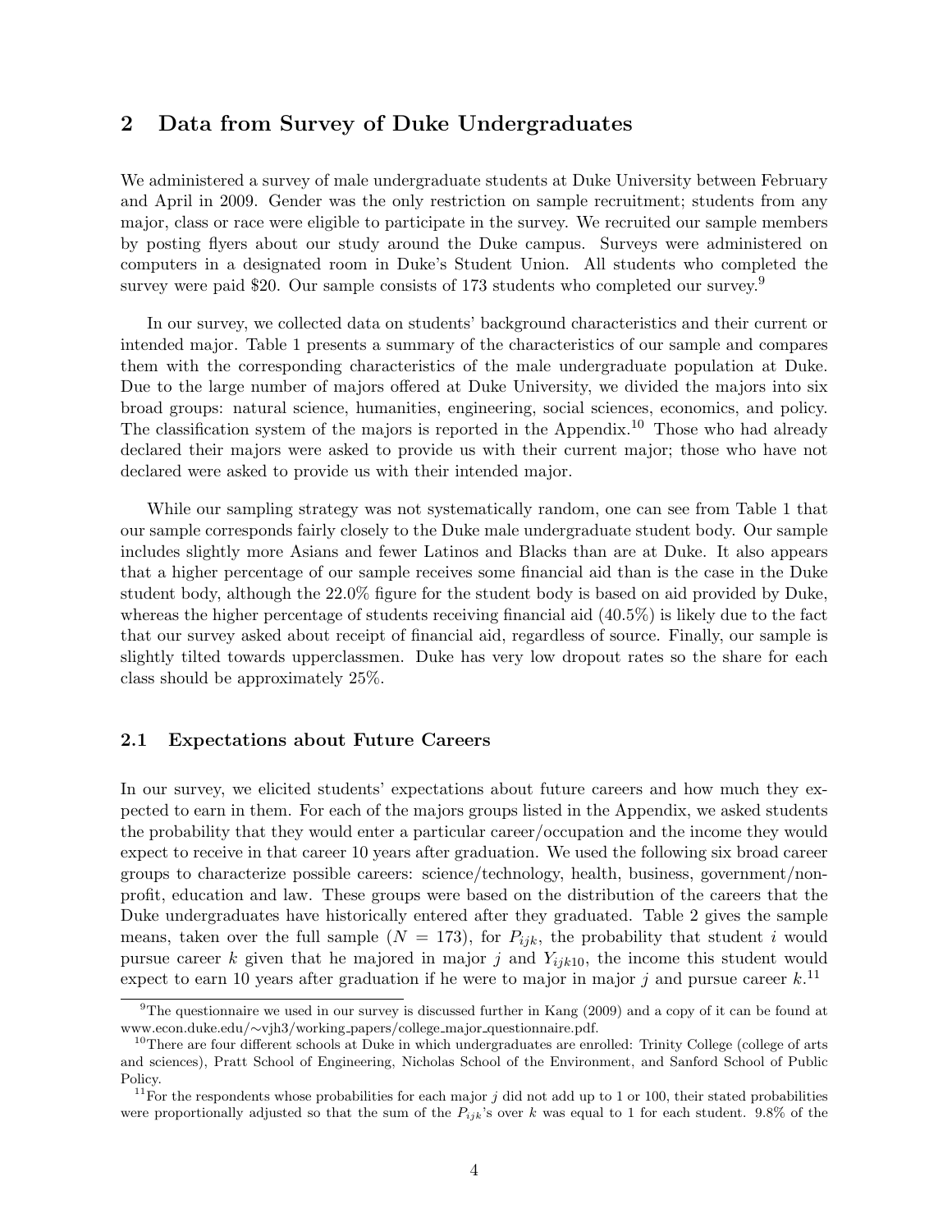## 2 Data from Survey of Duke Undergraduates

We administered a survey of male undergraduate students at Duke University between February and April in 2009. Gender was the only restriction on sample recruitment; students from any major, class or race were eligible to participate in the survey. We recruited our sample members by posting flyers about our study around the Duke campus. Surveys were administered on computers in a designated room in Duke's Student Union. All students who completed the survey were paid $20. Our sample consists of 173 students who completed our survey.[9]

In our survey, we collected data on students' background characteristics and their current or intended major. Table 1 presents a summary of the characteristics of our sample and compares them with the corresponding characteristics of the male undergraduate population at Duke. Due to the large number of majors offered at Duke University, we divided the majors into six broad groups: natural science, humanities, engineering, social sciences, economics, and policy. The classification system of the majors is reported in the Appendix.[10] Those who had already declared their majors were asked to provide us with their current major; those who have not declared were asked to provide us with their intended major.

While our sampling strategy was not systematically random, one can see from Table 1 that our sample corresponds fairly closely to the Duke male undergraduate student body. Our sample includes slightly more Asians and fewer Latinos and Blacks than are at Duke. It also appears that a higher percentage of our sample receives some financial aid than is the case in the Duke student body, although the 22.0% figure for the student body is based on aid provided by Duke, whereas the higher percentage of students receiving financial aid (40.5%) is likely due to the fact that our survey asked about receipt of financial aid, regardless of source. Finally, our sample is slightly tilted towards upperclassmen. Duke has very low dropout rates so the share for each class should be approximately 25%.

### 2.1 Expectations about Future Careers

In our survey, we elicited students' expectations about future careers and how much they expected to earn in them. For each of the majors groups listed in the Appendix, we asked students the probability that they would enter a particular career/occupation and the income they would expect to receive in that career 10 years after graduation. We used the following six broad career groups to characterize possible careers: science/technology, health, business, government/non-profit, education and law. These groups were based on the distribution of the careers that the Duke undergraduates have historically entered after they graduated. Table 2 gives the sample means, taken over the full sample ($N = 173$), for $P_{ijk}$, the probability that student $i$ would pursue career $k$ given that he majored in major $j$ and $Y_{ijk10}$, the income this student would expect to earn 10 years after graduation if he were to major in major $j$ and pursue career $k$.[11]

---

[9] The questionnaire we used in our survey is discussed further in Kang (2009) and a copy of it can be found at www.econ.duke.edu/∼vjh3/working_papers/college_major_questionnaire.pdf.

[10] There are four different schools at Duke in which undergraduates are enrolled: Trinity College (college of arts and sciences), Pratt School of Engineering, Nicholas School of the Environment, and Sanford School of Public Policy.

[11] For the respondents whose probabilities for each major $j$ did not add up to 1 or 100, their stated probabilities were proportionally adjusted so that the sum of the $P_{ijk}$'s over $k$ was equal to 1 for each student. 9.8% of the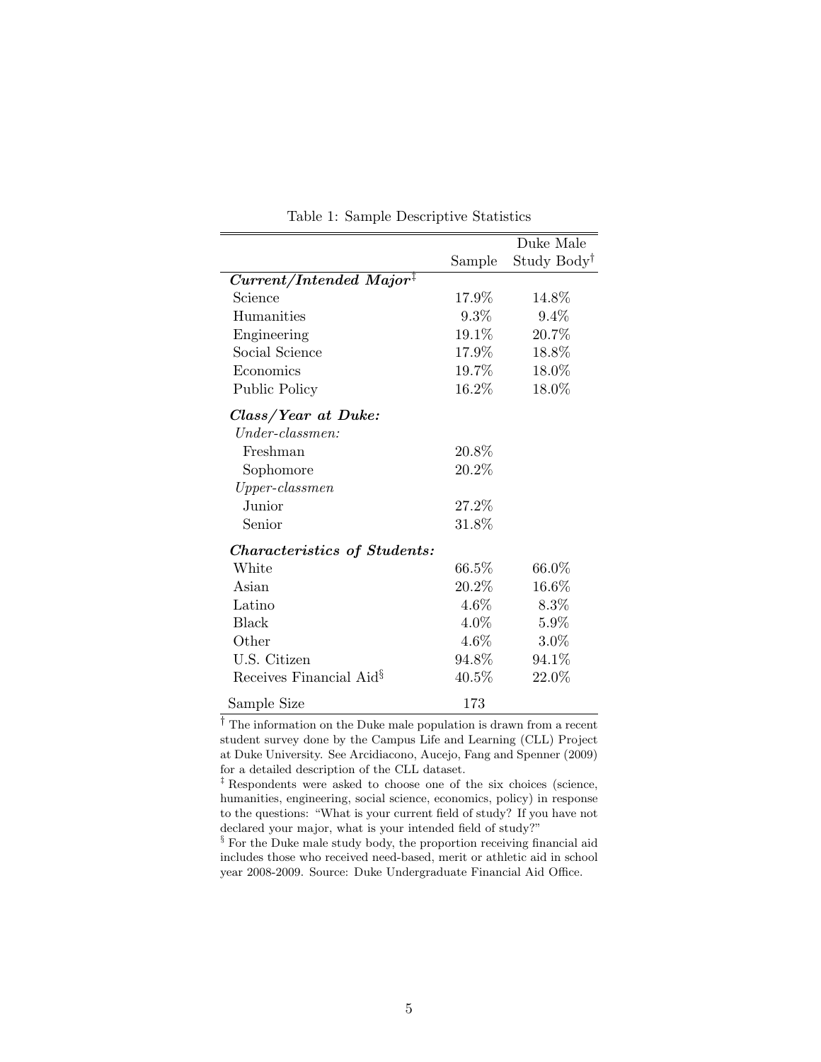Table 1: Sample Descriptive Statistics

| | Sample | Duke Male Study Body[†] |
|---|---|---|
| ***Current/Intended Major***[‡] | | |
| Science | 17.9% | 14.8% |
| Humanities | 9.3% | 9.4% |
| Engineering | 19.1% | 20.7% |
| Social Science | 17.9% | 18.8% |
| Economics | 19.7% | 18.0% |
| Public Policy | 16.2% | 18.0% |
| ***Class/Year at Duke:*** | | |
| *Under-classmen:* | | |
| Freshman | 20.8% | |
| Sophomore | 20.2% | |
| *Upper-classmen* | | |
| Junior | 27.2% | |
| Senior | 31.8% | |
| ***Characteristics of Students:*** | | |
| White | 66.5% | 66.0% |
| Asian | 20.2% | 16.6% |
| Latino | 4.6% | 8.3% |
| Black | 4.0% | 5.9% |
| Other | 4.6% | 3.0% |
| U.S. Citizen | 94.8% | 94.1% |
| Receives Financial Aid[§] | 40.5% | 22.0% |
| Sample Size | 173 | |

[†] The information on the Duke male population is drawn from a recent student survey done by the Campus Life and Learning (CLL) Project at Duke University. See Arcidiacono, Aucejo, Fang and Spenner (2009) for a detailed description of the CLL dataset.

[‡] Respondents were asked to choose one of the six choices (science, humanities, engineering, social science, economics, policy) in response to the questions: "What is your current field of study? If you have not declared your major, what is your intended field of study?"

[§] For the Duke male study body, the proportion receiving financial aid includes those who received need-based, merit or athletic aid in school year 2008-2009. Source: Duke Undergraduate Financial Aid Office.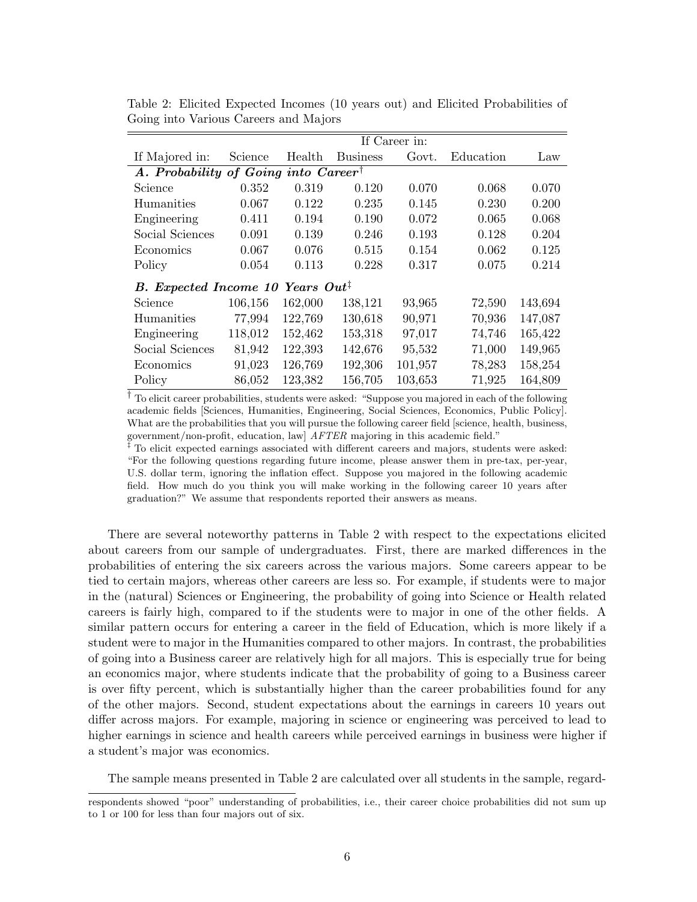Table 2: Elicited Expected Incomes (10 years out) and Elicited Probabilities of Going into Various Careers and Majors

| | If Career in: | | | | | |
|---|---|---|---|---|---|---|
| If Majored in: | Science | Health | Business | Govt. | Education | Law |
| ***A. Probability of Going into Career*** [†] | | | | | | |
| Science | 0.352 | 0.319 | 0.120 | 0.070 | 0.068 | 0.070 |
| Humanities | 0.067 | 0.122 | 0.235 | 0.145 | 0.230 | 0.200 |
| Engineering | 0.411 | 0.194 | 0.190 | 0.072 | 0.065 | 0.068 |
| Social Sciences | 0.091 | 0.139 | 0.246 | 0.193 | 0.128 | 0.204 |
| Economics | 0.067 | 0.076 | 0.515 | 0.154 | 0.062 | 0.125 |
| Policy | 0.054 | 0.113 | 0.228 | 0.317 | 0.075 | 0.214 |
| ***B. Expected Income 10 Years Out*** [‡] | | | | | | |
| Science | 106,156 | 162,000 | 138,121 | 93,965 | 72,590 | 143,694 |
| Humanities | 77,994 | 122,769 | 130,618 | 90,971 | 70,936 | 147,087 |
| Engineering | 118,012 | 152,462 | 153,318 | 97,017 | 74,746 | 165,422 |
| Social Sciences | 81,942 | 122,393 | 142,676 | 95,532 | 71,000 | 149,965 |
| Economics | 91,023 | 126,769 | 192,306 | 101,957 | 78,283 | 158,254 |
| Policy | 86,052 | 123,382 | 156,705 | 103,653 | 71,925 | 164,809 |

[†] To elicit career probabilities, students were asked: "Suppose you majored in each of the following academic fields [Sciences, Humanities, Engineering, Social Sciences, Economics, Public Policy]. What are the probabilities that you will pursue the following career field [science, health, business, government/non-profit, education, law] *AFTER* majoring in this academic field."

[‡] To elicit expected earnings associated with different careers and majors, students were asked: "For the following questions regarding future income, please answer them in pre-tax, per-year, U.S. dollar term, ignoring the inflation effect. Suppose you majored in the following academic field. How much do you think you will make working in the following career 10 years after graduation?" We assume that respondents reported their answers as means.

There are several noteworthy patterns in Table 2 with respect to the expectations elicited about careers from our sample of undergraduates. First, there are marked differences in the probabilities of entering the six careers across the various majors. Some careers appear to be tied to certain majors, whereas other careers are less so. For example, if students were to major in the (natural) Sciences or Engineering, the probability of going into Science or Health related careers is fairly high, compared to if the students were to major in one of the other fields. A similar pattern occurs for entering a career in the field of Education, which is more likely if a student were to major in the Humanities compared to other majors. In contrast, the probabilities of going into a Business career are relatively high for all majors. This is especially true for being an economics major, where students indicate that the probability of going to a Business career is over fifty percent, which is substantially higher than the career probabilities found for any of the other majors. Second, student expectations about the earnings in careers 10 years out differ across majors. For example, majoring in science or engineering was perceived to lead to higher earnings in science and health careers while perceived earnings in business were higher if a student's major was economics.

The sample means presented in Table 2 are calculated over all students in the sample, regard-

respondents showed "poor" understanding of probabilities, i.e., their career choice probabilities did not sum up to 1 or 100 for less than four majors out of six.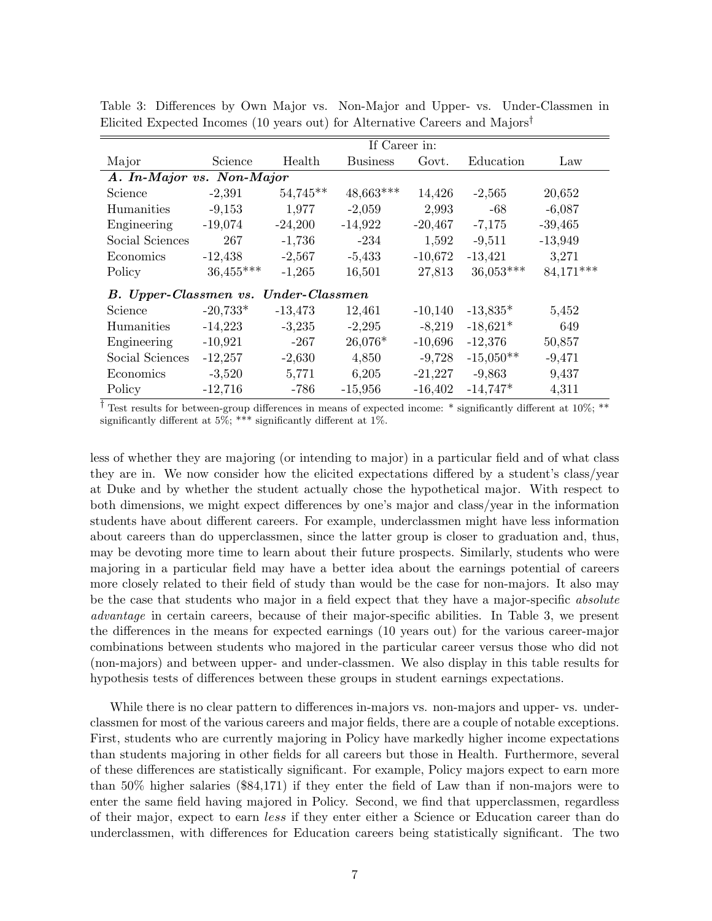Table 3: Differences by Own Major vs. Non-Major and Upper- vs. Under-Classmen in Elicited Expected Incomes (10 years out) for Alternative Careers and Majors†

| | If Career in: | | | | | |
|---|---|---|---|---|---|---|
| Major | Science | Health | Business | Govt. | Education | Law |
| ***A. In-Major vs. Non-Major*** | | | | | | |
| Science | -2,391 | 54,745** | 48,663*** | 14,426 | -2,565 | 20,652 |
| Humanities | -9,153 | 1,977 | -2,059 | 2,993 | -68 | -6,087 |
| Engineering | -19,074 | -24,200 | -14,922 | -20,467 | -7,175 | -39,465 |
| Social Sciences | 267 | -1,736 | -234 | 1,592 | -9,511 | -13,949 |
| Economics | -12,438 | -2,567 | -5,433 | -10,672 | -13,421 | 3,271 |
| Policy | 36,455*** | -1,265 | 16,501 | 27,813 | 36,053*** | 84,171*** |
| ***B. Upper-Classmen vs. Under-Classmen*** | | | | | | |
| Science | -20,733* | -13,473 | 12,461 | -10,140 | -13,835* | 5,452 |
| Humanities | -14,223 | -3,235 | -2,295 | -8,219 | -18,621* | 649 |
| Engineering | -10,921 | -267 | 26,076* | -10,696 | -12,376 | 50,857 |
| Social Sciences | -12,257 | -2,630 | 4,850 | -9,728 | -15,050** | -9,471 |
| Economics | -3,520 | 5,771 | 6,205 | -21,227 | -9,863 | 9,437 |
| Policy | -12,716 | -786 | -15,956 | -16,402 | -14,747* | 4,311 |

† Test results for between-group differences in means of expected income: * significantly different at 10%; ** significantly different at 5%; *** significantly different at 1%.

less of whether they are majoring (or intending to major) in a particular field and of what class they are in. We now consider how the elicited expectations differed by a student's class/year at Duke and by whether the student actually chose the hypothetical major. With respect to both dimensions, we might expect differences by one's major and class/year in the information students have about different careers. For example, underclassmen might have less information about careers than do upperclassmen, since the latter group is closer to graduation and, thus, may be devoting more time to learn about their future prospects. Similarly, students who were majoring in a particular field may have a better idea about the earnings potential of careers more closely related to their field of study than would be the case for non-majors. It also may be the case that students who major in a field expect that they have a major-specific *absolute advantage* in certain careers, because of their major-specific abilities. In Table 3, we present the differences in the means for expected earnings (10 years out) for the various career-major combinations between students who majored in the particular career versus those who did not (non-majors) and between upper- and under-classmen. We also display in this table results for hypothesis tests of differences between these groups in student earnings expectations.

While there is no clear pattern to differences in-majors vs. non-majors and upper- vs. under-classmen for most of the various careers and major fields, there are a couple of notable exceptions. First, students who are currently majoring in Policy have markedly higher income expectations than students majoring in other fields for all careers but those in Health. Furthermore, several of these differences are statistically significant. For example, Policy majors expect to earn more than 50% higher salaries ($84,171) if they enter the field of Law than if non-majors were to enter the same field having majored in Policy. Second, we find that upperclassmen, regardless of their major, expect to earn *less* if they enter either a Science or Education career than do underclassmen, with differences for Education careers being statistically significant. The two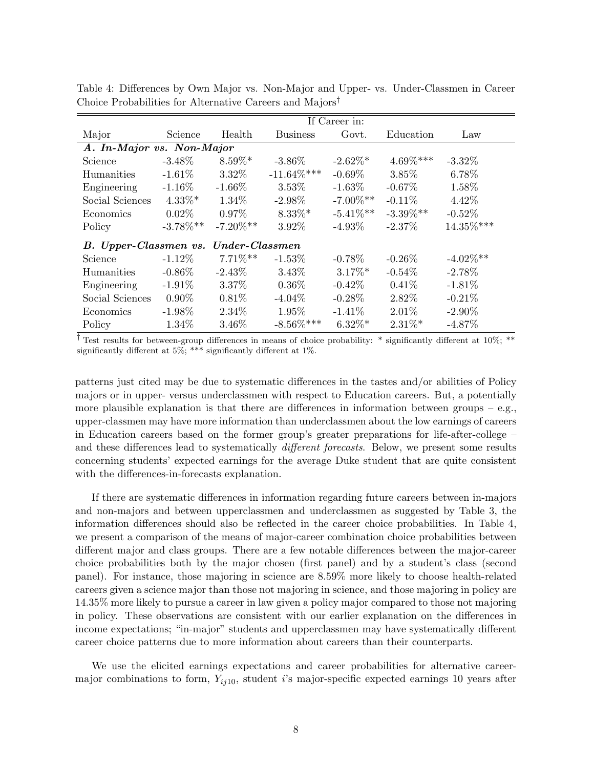Table 4: Differences by Own Major vs. Non-Major and Upper- vs. Under-Classmen in Career Choice Probabilities for Alternative Careers and Majors[†]

| | If Career in: | | | | | |
|---|---|---|---|---|---|---|
| Major | Science | Health | Business | Govt. | Education | Law |
| ***A. In-Major vs. Non-Major*** | | | | | | |
| Science | -3.48% | 8.59%* | -3.86% | -2.62%* | 4.69%*** | -3.32% |
| Humanities | -1.61% | 3.32% | -11.64%*** | -0.69% | 3.85% | 6.78% |
| Engineering | -1.16% | -1.66% | 3.53% | -1.63% | -0.67% | 1.58% |
| Social Sciences | 4.33%* | 1.34% | -2.98% | -7.00%** | -0.11% | 4.42% |
| Economics | 0.02% | 0.97% | 8.33%* | -5.41%** | -3.39%** | -0.52% |
| Policy | -3.78%** | -7.20%** | 3.92% | -4.93% | -2.37% | 14.35%*** |
| ***B. Upper-Classmen vs. Under-Classmen*** | | | | | | |
| Science | -1.12% | 7.71%** | -1.53% | -0.78% | -0.26% | -4.02%** |
| Humanities | -0.86% | -2.43% | 3.43% | 3.17%* | -0.54% | -2.78% |
| Engineering | -1.91% | 3.37% | 0.36% | -0.42% | 0.41% | -1.81% |
| Social Sciences | 0.90% | 0.81% | -4.04% | -0.28% | 2.82% | -0.21% |
| Economics | -1.98% | 2.34% | 1.95% | -1.41% | 2.01% | -2.90% |
| Policy | 1.34% | 3.46% | -8.56%*** | 6.32%* | 2.31%* | -4.87% |

[†] Test results for between-group differences in means of choice probability: * significantly different at 10%; ** significantly different at 5%; *** significantly different at 1%.

patterns just cited may be due to systematic differences in the tastes and/or abilities of Policy majors or in upper- versus underclassmen with respect to Education careers. But, a potentially more plausible explanation is that there are differences in information between groups – e.g., upper-classmen may have more information than underclassmen about the low earnings of careers in Education careers based on the former group's greater preparations for life-after-college – and these differences lead to systematically *different forecasts*. Below, we present some results concerning students' expected earnings for the average Duke student that are quite consistent with the differences-in-forecasts explanation.

If there are systematic differences in information regarding future careers between in-majors and non-majors and between upperclassmen and underclassmen as suggested by Table 3, the information differences should also be reflected in the career choice probabilities. In Table 4, we present a comparison of the means of major-career combination choice probabilities between different major and class groups. There are a few notable differences between the major-career choice probabilities both by the major chosen (first panel) and by a student's class (second panel). For instance, those majoring in science are 8.59% more likely to choose health-related careers given a science major than those not majoring in science, and those majoring in policy are 14.35% more likely to pursue a career in law given a policy major compared to those not majoring in policy. These observations are consistent with our earlier explanation on the differences in income expectations; "in-major" students and upperclassmen may have systematically different career choice patterns due to more information about careers than their counterparts.

We use the elicited earnings expectations and career probabilities for alternative career-major combinations to form, $Y_{ij10}$, student $i$'s major-specific expected earnings 10 years after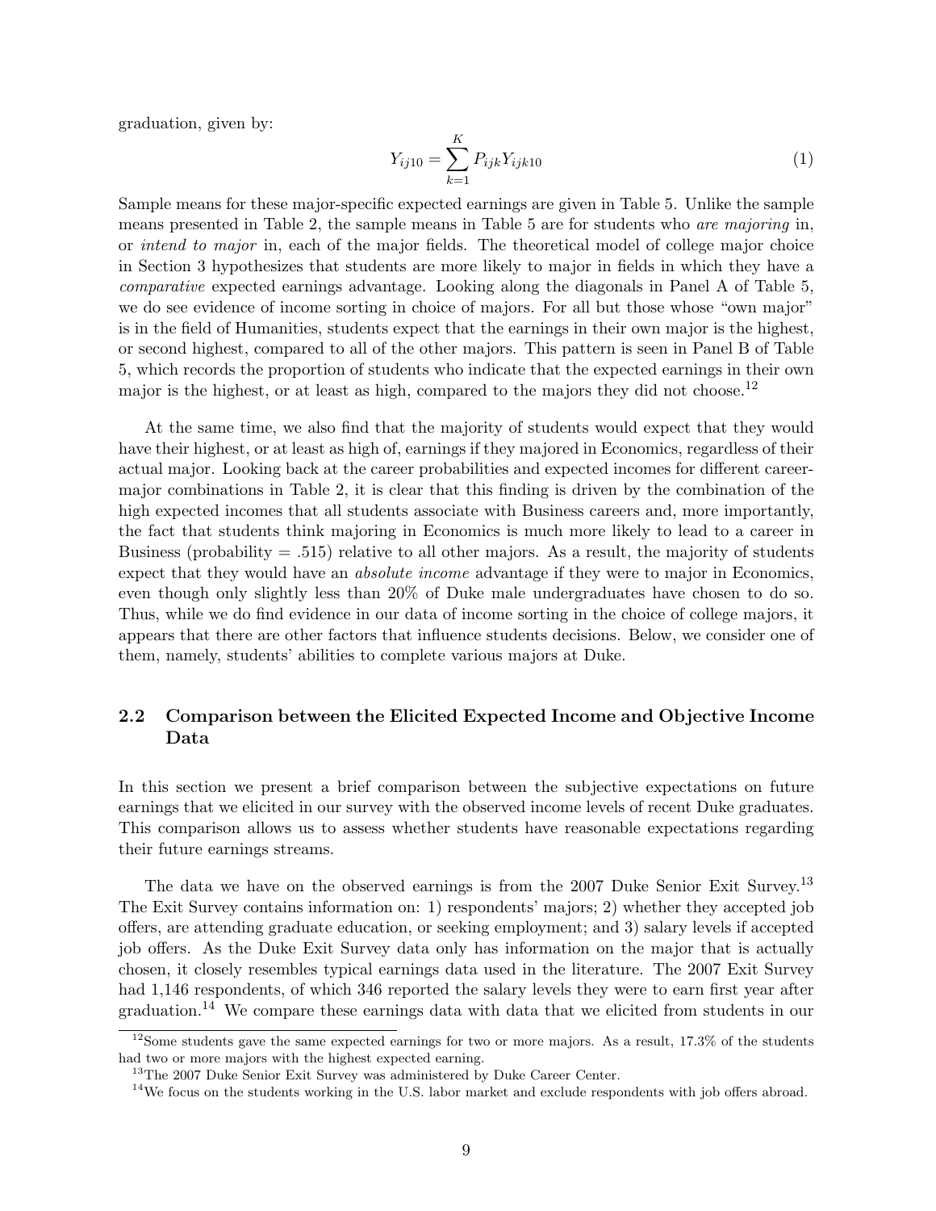graduation, given by:

$$Y_{ij10} = \sum_{k=1}^{K} P_{ijk} Y_{ijk10} \tag{1}$$

Sample means for these major-specific expected earnings are given in Table 5. Unlike the sample means presented in Table 2, the sample means in Table 5 are for students who *are majoring* in, or *intend to major* in, each of the major fields. The theoretical model of college major choice in Section 3 hypothesizes that students are more likely to major in fields in which they have a *comparative* expected earnings advantage. Looking along the diagonals in Panel A of Table 5, we do see evidence of income sorting in choice of majors. For all but those whose "own major" is in the field of Humanities, students expect that the earnings in their own major is the highest, or second highest, compared to all of the other majors. This pattern is seen in Panel B of Table 5, which records the proportion of students who indicate that the expected earnings in their own major is the highest, or at least as high, compared to the majors they did not choose.[12]

At the same time, we also find that the majority of students would expect that they would have their highest, or at least as high of, earnings if they majored in Economics, regardless of their actual major. Looking back at the career probabilities and expected incomes for different career-major combinations in Table 2, it is clear that this finding is driven by the combination of the high expected incomes that all students associate with Business careers and, more importantly, the fact that students think majoring in Economics is much more likely to lead to a career in Business (probability = .515) relative to all other majors. As a result, the majority of students expect that they would have an *absolute income* advantage if they were to major in Economics, even though only slightly less than 20% of Duke male undergraduates have chosen to do so. Thus, while we do find evidence in our data of income sorting in the choice of college majors, it appears that there are other factors that influence students decisions. Below, we consider one of them, namely, students' abilities to complete various majors at Duke.

## 2.2 Comparison between the Elicited Expected Income and Objective Income Data

In this section we present a brief comparison between the subjective expectations on future earnings that we elicited in our survey with the observed income levels of recent Duke graduates. This comparison allows us to assess whether students have reasonable expectations regarding their future earnings streams.

The data we have on the observed earnings is from the 2007 Duke Senior Exit Survey.[13] The Exit Survey contains information on: 1) respondents' majors; 2) whether they accepted job offers, are attending graduate education, or seeking employment; and 3) salary levels if accepted job offers. As the Duke Exit Survey data only has information on the major that is actually chosen, it closely resembles typical earnings data used in the literature. The 2007 Exit Survey had 1,146 respondents, of which 346 reported the salary levels they were to earn first year after graduation.[14] We compare these earnings data with data that we elicited from students in our

---

[12] Some students gave the same expected earnings for two or more majors. As a result, 17.3% of the students had two or more majors with the highest expected earning.

[13] The 2007 Duke Senior Exit Survey was administered by Duke Career Center.

[14] We focus on the students working in the U.S. labor market and exclude respondents with job offers abroad.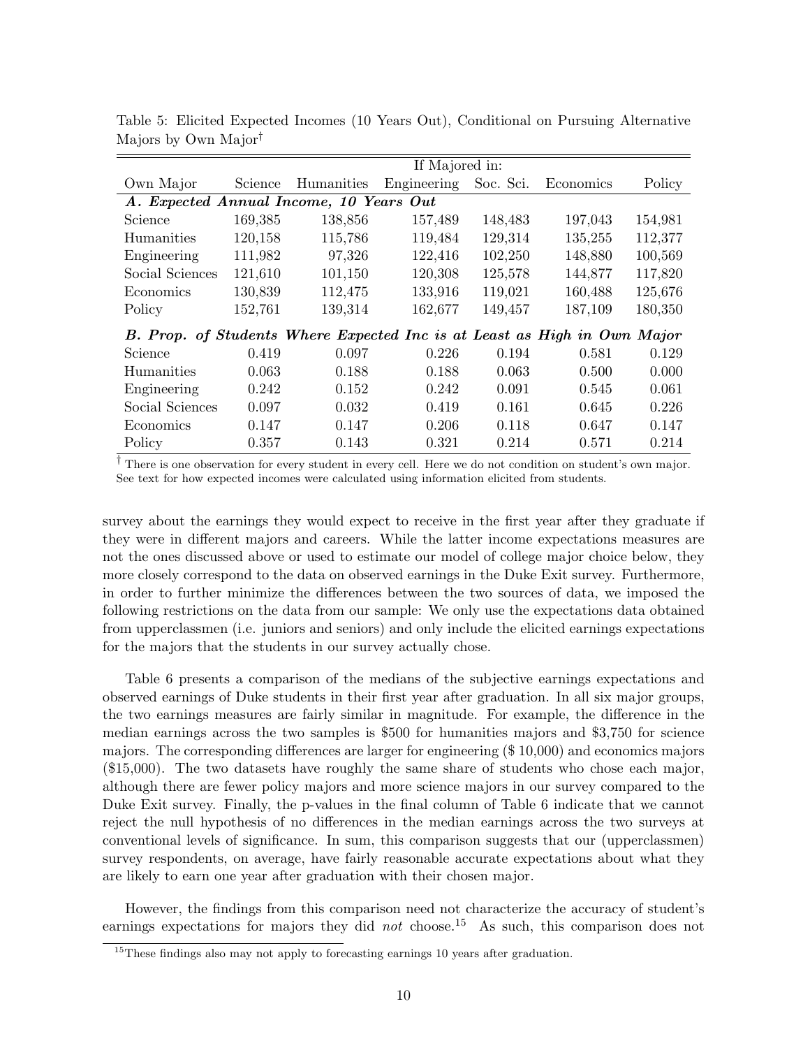Table 5: Elicited Expected Incomes (10 Years Out), Conditional on Pursuing Alternative Majors by Own Major†

| | If Majored in: | | | | | |
|---|---|---|---|---|---|---|
| Own Major | Science | Humanities | Engineering | Soc. Sci. | Economics | Policy |
| ***A. Expected Annual Income, 10 Years Out*** | | | | | | |
| Science | 169,385 | 138,856 | 157,489 | 148,483 | 197,043 | 154,981 |
| Humanities | 120,158 | 115,786 | 119,484 | 129,314 | 135,255 | 112,377 |
| Engineering | 111,982 | 97,326 | 122,416 | 102,250 | 148,880 | 100,569 |
| Social Sciences | 121,610 | 101,150 | 120,308 | 125,578 | 144,877 | 117,820 |
| Economics | 130,839 | 112,475 | 133,916 | 119,021 | 160,488 | 125,676 |
| Policy | 152,761 | 139,314 | 162,677 | 149,457 | 187,109 | 180,350 |
| ***B. Prop. of Students Where Expected Inc is at Least as High in Own Major*** | | | | | | |
| Science | 0.419 | 0.097 | 0.226 | 0.194 | 0.581 | 0.129 |
| Humanities | 0.063 | 0.188 | 0.188 | 0.063 | 0.500 | 0.000 |
| Engineering | 0.242 | 0.152 | 0.242 | 0.091 | 0.545 | 0.061 |
| Social Sciences | 0.097 | 0.032 | 0.419 | 0.161 | 0.645 | 0.226 |
| Economics | 0.147 | 0.147 | 0.206 | 0.118 | 0.647 | 0.147 |
| Policy | 0.357 | 0.143 | 0.321 | 0.214 | 0.571 | 0.214 |

† There is one observation for every student in every cell. Here we do not condition on student's own major. See text for how expected incomes were calculated using information elicited from students.

survey about the earnings they would expect to receive in the first year after they graduate if they were in different majors and careers. While the latter income expectations measures are not the ones discussed above or used to estimate our model of college major choice below, they more closely correspond to the data on observed earnings in the Duke Exit survey. Furthermore, in order to further minimize the differences between the two sources of data, we imposed the following restrictions on the data from our sample: We only use the expectations data obtained from upperclassmen (i.e. juniors and seniors) and only include the elicited earnings expectations for the majors that the students in our survey actually chose.

Table 6 presents a comparison of the medians of the subjective earnings expectations and observed earnings of Duke students in their first year after graduation. In all six major groups, the two earnings measures are fairly similar in magnitude. For example, the difference in the median earnings across the two samples is \$500 for humanities majors and \$3,750 for science majors. The corresponding differences are larger for engineering (\$ 10,000) and economics majors (\$15,000). The two datasets have roughly the same share of students who chose each major, although there are fewer policy majors and more science majors in our survey compared to the Duke Exit survey. Finally, the p-values in the final column of Table 6 indicate that we cannot reject the null hypothesis of no differences in the median earnings across the two surveys at conventional levels of significance. In sum, this comparison suggests that our (upperclassmen) survey respondents, on average, have fairly reasonable accurate expectations about what they are likely to earn one year after graduation with their chosen major.

However, the findings from this comparison need not characterize the accuracy of student's earnings expectations for majors they did *not* choose.[15] As such, this comparison does not

[15] These findings also may not apply to forecasting earnings 10 years after graduation.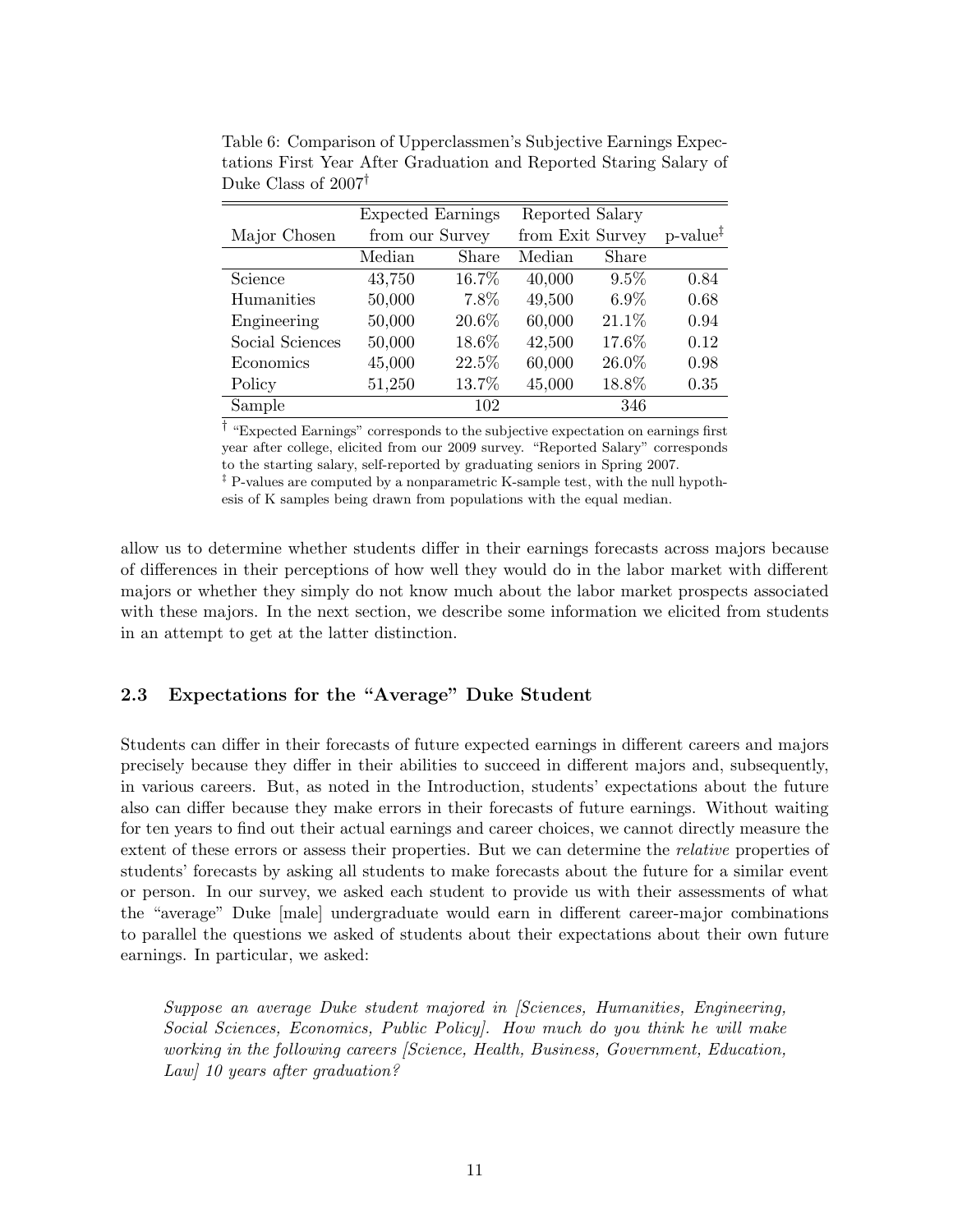Table 6: Comparison of Upperclassmen's Subjective Earnings Expectations First Year After Graduation and Reported Staring Salary of Duke Class of 2007[†]

| Major Chosen | Expected Earnings from our Survey | | Reported Salary from Exit Survey | | p-value[‡] |
|---|---|---|---|---|---|
| | Median | Share | Median | Share | |
| Science | 43,750 | 16.7% | 40,000 | 9.5% | 0.84 |
| Humanities | 50,000 | 7.8% | 49,500 | 6.9% | 0.68 |
| Engineering | 50,000 | 20.6% | 60,000 | 21.1% | 0.94 |
| Social Sciences | 50,000 | 18.6% | 42,500 | 17.6% | 0.12 |
| Economics | 45,000 | 22.5% | 60,000 | 26.0% | 0.98 |
| Policy | 51,250 | 13.7% | 45,000 | 18.8% | 0.35 |
| Sample | | 102 | | 346 | |

[†] "Expected Earnings" corresponds to the subjective expectation on earnings first year after college, elicited from our 2009 survey. "Reported Salary" corresponds to the starting salary, self-reported by graduating seniors in Spring 2007.
[‡] P-values are computed by a nonparametric K-sample test, with the null hypothesis of K samples being drawn from populations with the equal median.

allow us to determine whether students differ in their earnings forecasts across majors because of differences in their perceptions of how well they would do in the labor market with different majors or whether they simply do not know much about the labor market prospects associated with these majors. In the next section, we describe some information we elicited from students in an attempt to get at the latter distinction.

## 2.3 Expectations for the "Average" Duke Student

Students can differ in their forecasts of future expected earnings in different careers and majors precisely because they differ in their abilities to succeed in different majors and, subsequently, in various careers. But, as noted in the Introduction, students' expectations about the future also can differ because they make errors in their forecasts of future earnings. Without waiting for ten years to find out their actual earnings and career choices, we cannot directly measure the extent of these errors or assess their properties. But we can determine the *relative* properties of students' forecasts by asking all students to make forecasts about the future for a similar event or person. In our survey, we asked each student to provide us with their assessments of what the "average" Duke [male] undergraduate would earn in different career-major combinations to parallel the questions we asked of students about their expectations about their own future earnings. In particular, we asked:

> *Suppose an average Duke student majored in [Sciences, Humanities, Engineering, Social Sciences, Economics, Public Policy]. How much do you think he will make working in the following careers [Science, Health, Business, Government, Education, Law] 10 years after graduation?*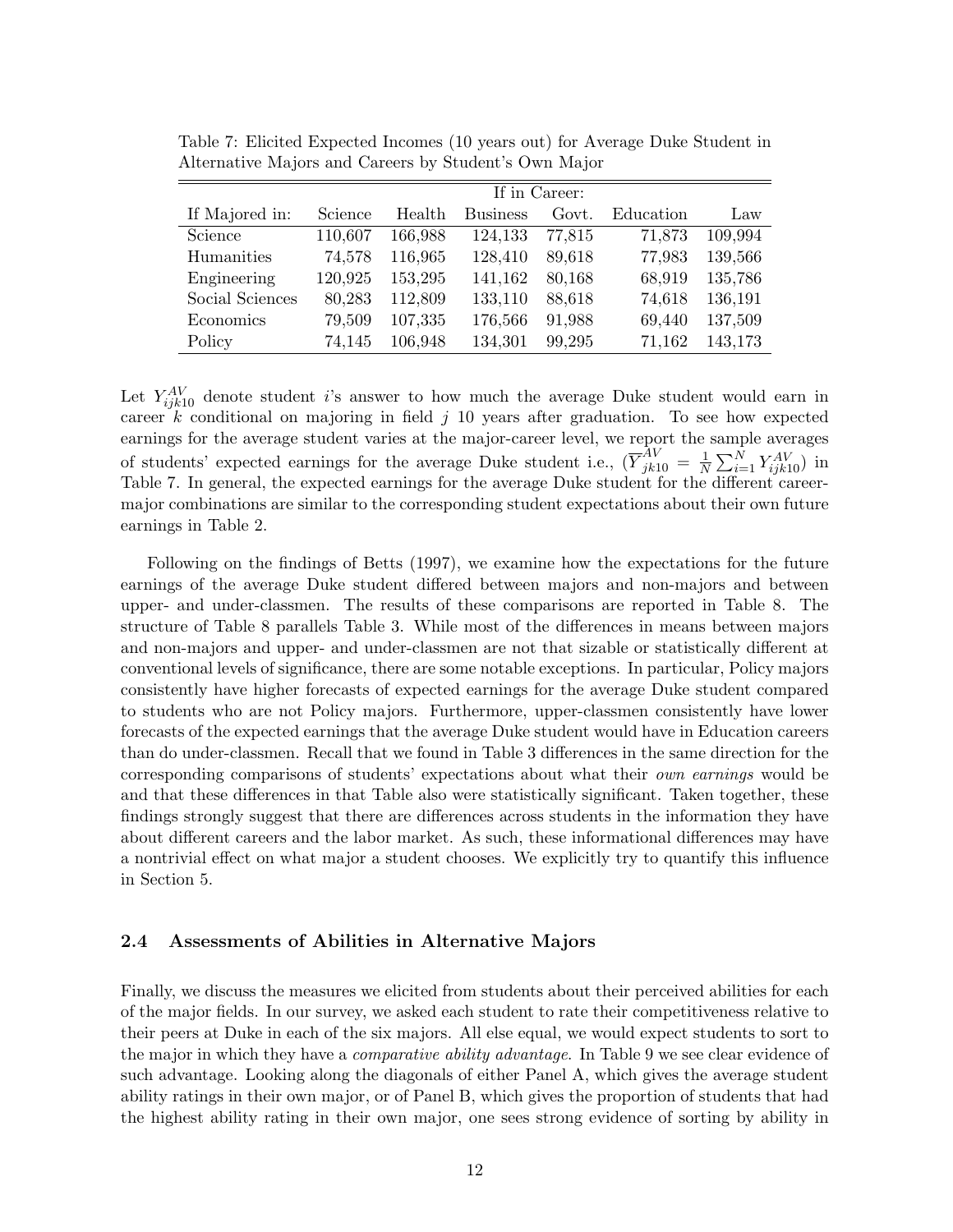Table 7: Elicited Expected Incomes (10 years out) for Average Duke Student in Alternative Majors and Careers by Student's Own Major

| | If in Career: | | | | | |
|---|---|---|---|---|---|---|
| If Majored in: | Science | Health | Business | Govt. | Education | Law |
| Science | 110,607 | 166,988 | 124,133 | 77,815 | 71,873 | 109,994 |
| Humanities | 74,578 | 116,965 | 128,410 | 89,618 | 77,983 | 139,566 |
| Engineering | 120,925 | 153,295 | 141,162 | 80,168 | 68,919 | 135,786 |
| Social Sciences | 80,283 | 112,809 | 133,110 | 88,618 | 74,618 | 136,191 |
| Economics | 79,509 | 107,335 | 176,566 | 91,988 | 69,440 | 137,509 |
| Policy | 74,145 | 106,948 | 134,301 | 99,295 | 71,162 | 143,173 |

Let $Y_{ijk10}^{AV}$ denote student $i$'s answer to how much the average Duke student would earn in career $k$ conditional on majoring in field $j$ 10 years after graduation. To see how expected earnings for the average student varies at the major-career level, we report the sample averages of students' expected earnings for the average Duke student i.e., ($\overline{Y}_{jk10}^{AV} = \frac{1}{N}\sum_{i=1}^{N} Y_{ijk10}^{AV}$) in Table 7. In general, the expected earnings for the average Duke student for the different career-major combinations are similar to the corresponding student expectations about their own future earnings in Table 2.

Following on the findings of Betts (1997), we examine how the expectations for the future earnings of the average Duke student differed between majors and non-majors and between upper- and under-classmen. The results of these comparisons are reported in Table 8. The structure of Table 8 parallels Table 3. While most of the differences in means between majors and non-majors and upper- and under-classmen are not that sizable or statistically different at conventional levels of significance, there are some notable exceptions. In particular, Policy majors consistently have higher forecasts of expected earnings for the average Duke student compared to students who are not Policy majors. Furthermore, upper-classmen consistently have lower forecasts of the expected earnings that the average Duke student would have in Education careers than do under-classmen. Recall that we found in Table 3 differences in the same direction for the corresponding comparisons of students' expectations about what their *own earnings* would be and that these differences in that Table also were statistically significant. Taken together, these findings strongly suggest that there are differences across students in the information they have about different careers and the labor market. As such, these informational differences may have a nontrivial effect on what major a student chooses. We explicitly try to quantify this influence in Section 5.

## 2.4 Assessments of Abilities in Alternative Majors

Finally, we discuss the measures we elicited from students about their perceived abilities for each of the major fields. In our survey, we asked each student to rate their competitiveness relative to their peers at Duke in each of the six majors. All else equal, we would expect students to sort to the major in which they have a *comparative ability advantage*. In Table 9 we see clear evidence of such advantage. Looking along the diagonals of either Panel A, which gives the average student ability ratings in their own major, or of Panel B, which gives the proportion of students that had the highest ability rating in their own major, one sees strong evidence of sorting by ability in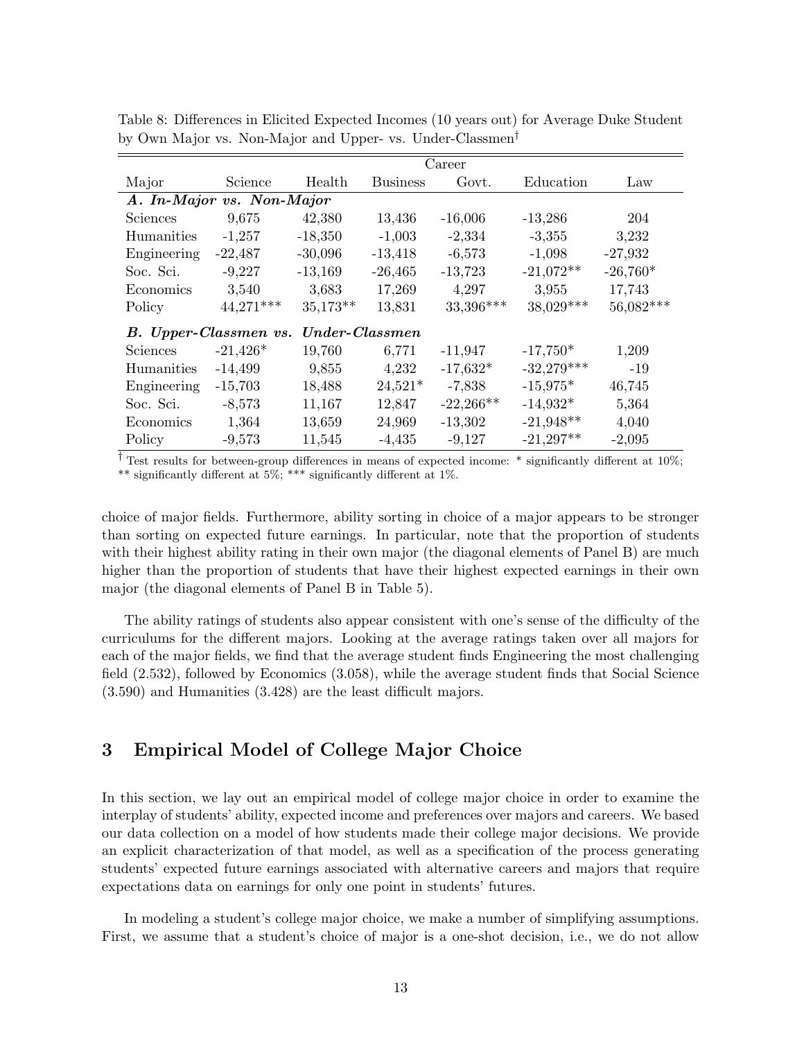Table 8: Differences in Elicited Expected Incomes (10 years out) for Average Duke Student by Own Major vs. Non-Major and Upper- vs. Under-Classmen†

| | Career | | | | | |
|---|---|---|---|---|---|---|
| Major | Science | Health | Business | Govt. | Education | Law |
| ***A. In-Major vs. Non-Major*** | | | | | | |
| Sciences | 9,675 | 42,380 | 13,436 | -16,006 | -13,286 | 204 |
| Humanities | -1,257 | -18,350 | -1,003 | -2,334 | -3,355 | 3,232 |
| Engineering | -22,487 | -30,096 | -13,418 | -6,573 | -1,098 | -27,932 |
| Soc. Sci. | -9,227 | -13,169 | -26,465 | -13,723 | -21,072** | -26,760* |
| Economics | 3,540 | 3,683 | 17,269 | 4,297 | 3,955 | 17,743 |
| Policy | 44,271*** | 35,173** | 13,831 | 33,396*** | 38,029*** | 56,082*** |
| ***B. Upper-Classmen vs. Under-Classmen*** | | | | | | |
| Sciences | -21,426* | 19,760 | 6,771 | -11,947 | -17,750* | 1,209 |
| Humanities | -14,499 | 9,855 | 4,232 | -17,632* | -32,279*** | -19 |
| Engineering | -15,703 | 18,488 | 24,521* | -7,838 | -15,975* | 46,745 |
| Soc. Sci. | -8,573 | 11,167 | 12,847 | -22,266** | -14,932* | 5,364 |
| Economics | 1,364 | 13,659 | 24,969 | -13,302 | -21,948** | 4,040 |
| Policy | -9,573 | 11,545 | -4,435 | -9,127 | -21,297** | -2,095 |

† Test results for between-group differences in means of expected income: * significantly different at 10%; ** significantly different at 5%; *** significantly different at 1%.

choice of major fields. Furthermore, ability sorting in choice of a major appears to be stronger than sorting on expected future earnings. In particular, note that the proportion of students with their highest ability rating in their own major (the diagonal elements of Panel B) are much higher than the proportion of students that have their highest expected earnings in their own major (the diagonal elements of Panel B in Table 5).

The ability ratings of students also appear consistent with one's sense of the difficulty of the curriculums for the different majors. Looking at the average ratings taken over all majors for each of the major fields, we find that the average student finds Engineering the most challenging field (2.532), followed by Economics (3.058), while the average student finds that Social Science (3.590) and Humanities (3.428) are the least difficult majors.

## 3 Empirical Model of College Major Choice

In this section, we lay out an empirical model of college major choice in order to examine the interplay of students' ability, expected income and preferences over majors and careers. We based our data collection on a model of how students made their college major decisions. We provide an explicit characterization of that model, as well as a specification of the process generating students' expected future earnings associated with alternative careers and majors that require expectations data on earnings for only one point in students' futures.

In modeling a student's college major choice, we make a number of simplifying assumptions. First, we assume that a student's choice of major is a one-shot decision, i.e., we do not allow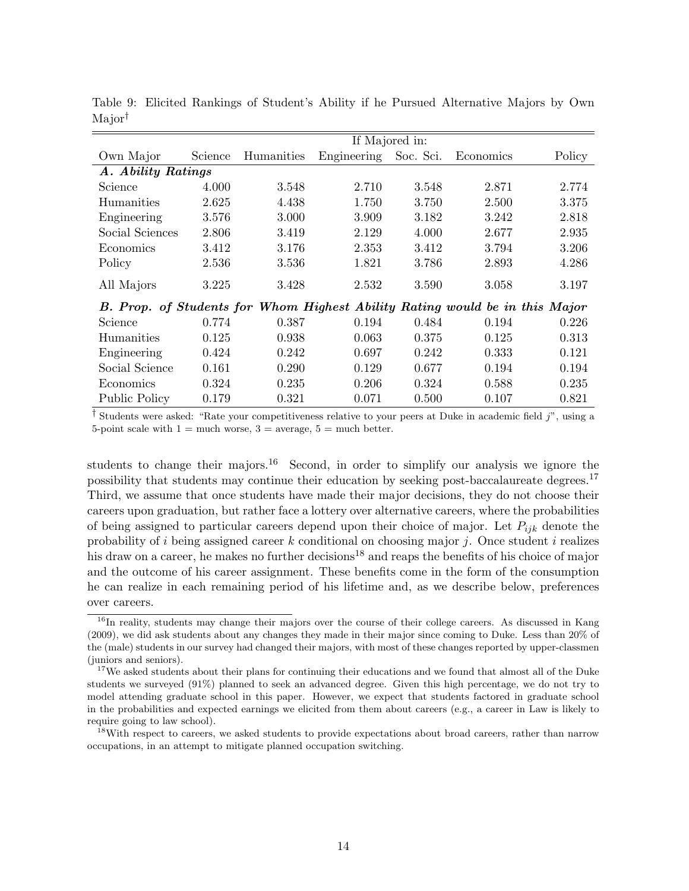Table 9: Elicited Rankings of Student's Ability if he Pursued Alternative Majors by Own Major†

| | If Majored in: | | | | | |
|---|---|---|---|---|---|---|
| Own Major | Science | Humanities | Engineering | Soc. Sci. | Economics | Policy |
| ***A. Ability Ratings*** | | | | | | |
| Science | 4.000 | 3.548 | 2.710 | 3.548 | 2.871 | 2.774 |
| Humanities | 2.625 | 4.438 | 1.750 | 3.750 | 2.500 | 3.375 |
| Engineering | 3.576 | 3.000 | 3.909 | 3.182 | 3.242 | 2.818 |
| Social Sciences | 2.806 | 3.419 | 2.129 | 4.000 | 2.677 | 2.935 |
| Economics | 3.412 | 3.176 | 2.353 | 3.412 | 3.794 | 3.206 |
| Policy | 2.536 | 3.536 | 1.821 | 3.786 | 2.893 | 4.286 |
| All Majors | 3.225 | 3.428 | 2.532 | 3.590 | 3.058 | 3.197 |
| ***B. Prop. of Students for Whom Highest Ability Rating would be in this Major*** | | | | | | |
| Science | 0.774 | 0.387 | 0.194 | 0.484 | 0.194 | 0.226 |
| Humanities | 0.125 | 0.938 | 0.063 | 0.375 | 0.125 | 0.313 |
| Engineering | 0.424 | 0.242 | 0.697 | 0.242 | 0.333 | 0.121 |
| Social Science | 0.161 | 0.290 | 0.129 | 0.677 | 0.194 | 0.194 |
| Economics | 0.324 | 0.235 | 0.206 | 0.324 | 0.588 | 0.235 |
| Public Policy | 0.179 | 0.321 | 0.071 | 0.500 | 0.107 | 0.821 |

† Students were asked: "Rate your competitiveness relative to your peers at Duke in academic field $j$", using a 5-point scale with 1 = much worse, 3 = average, 5 = much better.

students to change their majors.[16] Second, in order to simplify our analysis we ignore the possibility that students may continue their education by seeking post-baccalaureate degrees.[17] Third, we assume that once students have made their major decisions, they do not choose their careers upon graduation, but rather face a lottery over alternative careers, where the probabilities of being assigned to particular careers depend upon their choice of major. Let $P_{ijk}$ denote the probability of $i$ being assigned career $k$ conditional on choosing major $j$. Once student $i$ realizes his draw on a career, he makes no further decisions[18] and reaps the benefits of his choice of major and the outcome of his career assignment. These benefits come in the form of the consumption he can realize in each remaining period of his lifetime and, as we describe below, preferences over careers.

[16] In reality, students may change their majors over the course of their college careers. As discussed in Kang (2009), we did ask students about any changes they made in their major since coming to Duke. Less than 20% of the (male) students in our survey had changed their majors, with most of these changes reported by upper-classmen (juniors and seniors).

[17] We asked students about their plans for continuing their educations and we found that almost all of the Duke students we surveyed (91%) planned to seek an advanced degree. Given this high percentage, we do not try to model attending graduate school in this paper. However, we expect that students factored in graduate school in the probabilities and expected earnings we elicited from them about careers (e.g., a career in Law is likely to require going to law school).

[18] With respect to careers, we asked students to provide expectations about broad careers, rather than narrow occupations, in an attempt to mitigate planned occupation switching.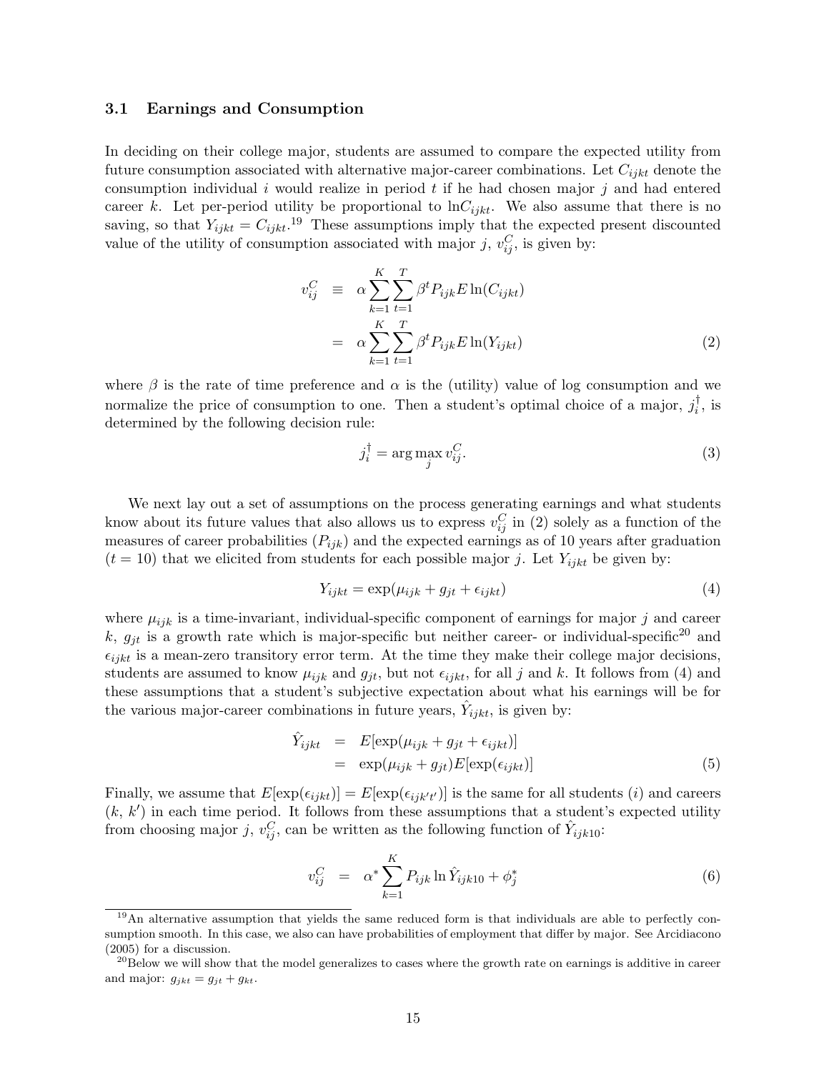### 3.1 Earnings and Consumption

In deciding on their college major, students are assumed to compare the expected utility from future consumption associated with alternative major-career combinations. Let $C_{ijkt}$ denote the consumption individual $i$ would realize in period $t$ if he had chosen major $j$ and had entered career $k$. Let per-period utility be proportional to $\ln C_{ijkt}$. We also assume that there is no saving, so that $Y_{ijkt} = C_{ijkt}$.[19] These assumptions imply that the expected present discounted value of the utility of consumption associated with major $j$, $v_{ij}^{C}$, is given by:

$$
\begin{aligned}
v_{ij}^{C} &\equiv \alpha \sum_{k=1}^{K} \sum_{t=1}^{T} \beta^{t} P_{ijk} E \ln(C_{ijkt}) \\
&= \alpha \sum_{k=1}^{K} \sum_{t=1}^{T} \beta^{t} P_{ijk} E \ln(Y_{ijkt}) \qquad (2)
\end{aligned}
$$

where $\beta$ is the rate of time preference and $\alpha$ is the (utility) value of log consumption and we normalize the price of consumption to one. Then a student's optimal choice of a major, $j_i^{\dagger}$, is determined by the following decision rule:

$$
j_i^{\dagger} = \arg\max_{j} v_{ij}^{C}. \qquad (3)
$$

We next lay out a set of assumptions on the process generating earnings and what students know about its future values that also allows us to express $v_{ij}^{C}$ in (2) solely as a function of the measures of career probabilities ($P_{ijk}$) and the expected earnings as of 10 years after graduation ($t = 10$) that we elicited from students for each possible major $j$. Let $Y_{ijkt}$ be given by:

$$
Y_{ijkt} = \exp(\mu_{ijk} + g_{jt} + \epsilon_{ijkt}) \qquad (4)
$$

where $\mu_{ijk}$ is a time-invariant, individual-specific component of earnings for major $j$ and career $k$, $g_{jt}$ is a growth rate which is major-specific but neither career- or individual-specific[20] and $\epsilon_{ijkt}$ is a mean-zero transitory error term. At the time they make their college major decisions, students are assumed to know $\mu_{ijk}$ and $g_{jt}$, but not $\epsilon_{ijkt}$, for all $j$ and $k$. It follows from (4) and these assumptions that a student's subjective expectation about what his earnings will be for the various major-career combinations in future years, $\hat{Y}_{ijkt}$, is given by:

$$
\begin{aligned}
\hat{Y}_{ijkt} &= E[\exp(\mu_{ijk} + g_{jt} + \epsilon_{ijkt})] \\
&= \exp(\mu_{ijk} + g_{jt}) E[\exp(\epsilon_{ijkt})] \qquad (5)
\end{aligned}
$$

Finally, we assume that $E[\exp(\epsilon_{ijkt})] = E[\exp(\epsilon_{ijk't'})]$ is the same for all students ($i$) and careers ($k$, $k'$) in each time period. It follows from these assumptions that a student's expected utility from choosing major $j$, $v_{ij}^{C}$, can be written as the following function of $\hat{Y}_{ijk10}$:

$$
v_{ij}^{C} = \alpha^{*} \sum_{k=1}^{K} P_{ijk} \ln \hat{Y}_{ijk10} + \phi_j^{*} \qquad (6)
$$

[19] An alternative assumption that yields the same reduced form is that individuals are able to perfectly consumption smooth. In this case, we also can have probabilities of employment that differ by major. See Arcidiacono (2005) for a discussion.

[20] Below we will show that the model generalizes to cases where the growth rate on earnings is additive in career and major: $g_{jkt} = g_{jt} + g_{kt}$.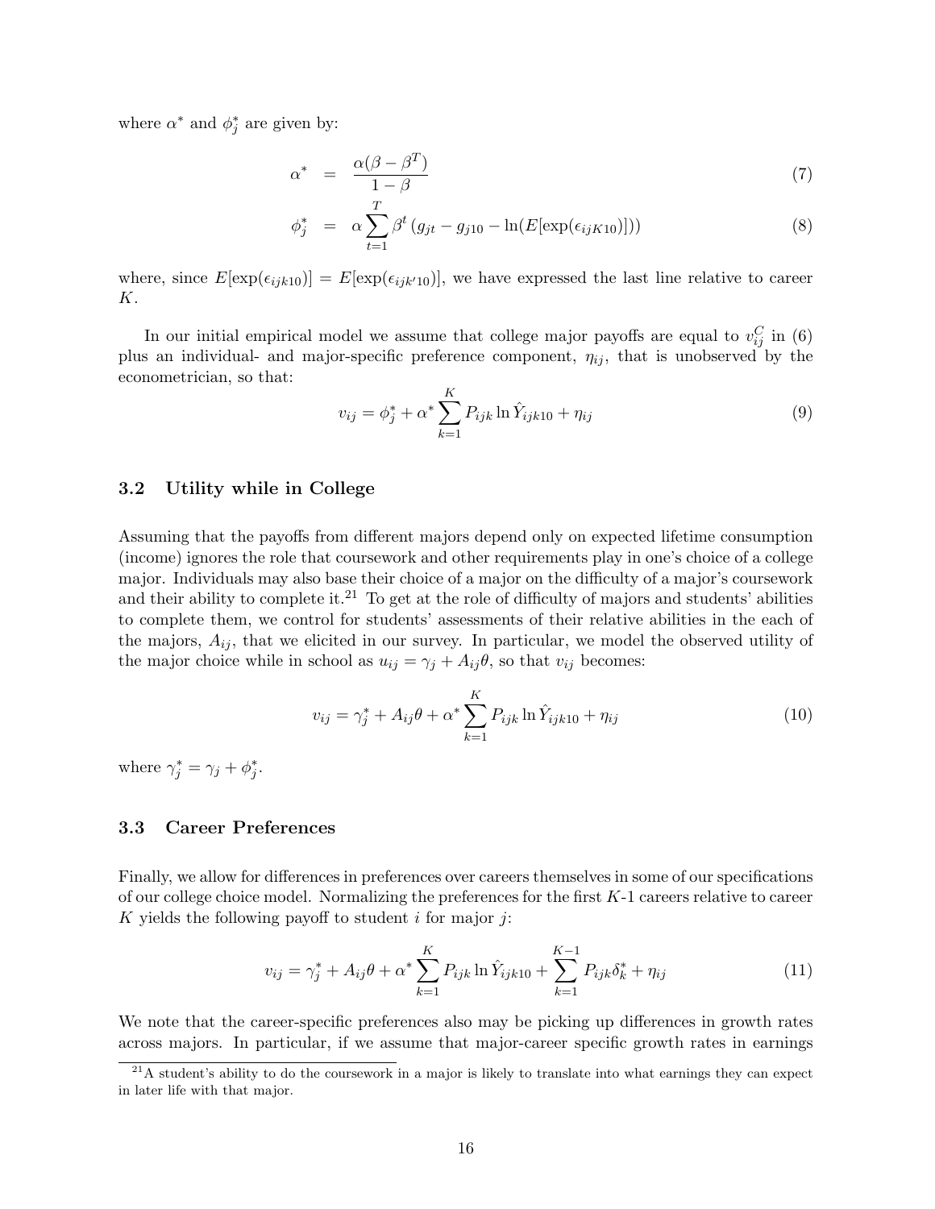where $\alpha^*$ and $\phi_j^*$ are given by:

$$\alpha^* = \frac{\alpha(\beta - \beta^T)}{1-\beta} \tag{7}$$

$$\phi_j^* = \alpha \sum_{t=1}^{T} \beta^t \left(g_{jt} - g_{j10} - \ln(E[\exp(\epsilon_{ijK10})])\right) \tag{8}$$

where, since $E[\exp(\epsilon_{ijk10})] = E[\exp(\epsilon_{ijk'10})]$, we have expressed the last line relative to career $K$.

In our initial empirical model we assume that college major payoffs are equal to $v_{ij}^C$ in (6) plus an individual- and major-specific preference component, $\eta_{ij}$, that is unobserved by the econometrician, so that:

$$v_{ij} = \phi_j^* + \alpha^* \sum_{k=1}^{K} P_{ijk} \ln \hat{Y}_{ijk10} + \eta_{ij} \tag{9}$$

### 3.2 Utility while in College

Assuming that the payoffs from different majors depend only on expected lifetime consumption (income) ignores the role that coursework and other requirements play in one's choice of a college major. Individuals may also base their choice of a major on the difficulty of a major's coursework and their ability to complete it.[21] To get at the role of difficulty of majors and students' abilities to complete them, we control for students' assessments of their relative abilities in the each of the majors, $A_{ij}$, that we elicited in our survey. In particular, we model the observed utility of the major choice while in school as $u_{ij} = \gamma_j + A_{ij}\theta$, so that $v_{ij}$ becomes:

$$v_{ij} = \gamma_j^* + A_{ij}\theta + \alpha^* \sum_{k=1}^{K} P_{ijk} \ln \hat{Y}_{ijk10} + \eta_{ij} \tag{10}$$

where $\gamma_j^* = \gamma_j + \phi_j^*$.

### 3.3 Career Preferences

Finally, we allow for differences in preferences over careers themselves in some of our specifications of our college choice model. Normalizing the preferences for the first $K$-1 careers relative to career $K$ yields the following payoff to student $i$ for major $j$:

$$v_{ij} = \gamma_j^* + A_{ij}\theta + \alpha^* \sum_{k=1}^{K} P_{ijk} \ln \hat{Y}_{ijk10} + \sum_{k=1}^{K-1} P_{ijk}\delta_k^* + \eta_{ij} \tag{11}$$

We note that the career-specific preferences also may be picking up differences in growth rates across majors. In particular, if we assume that major-career specific growth rates in earnings

[21] A student's ability to do the coursework in a major is likely to translate into what earnings they can expect in later life with that major.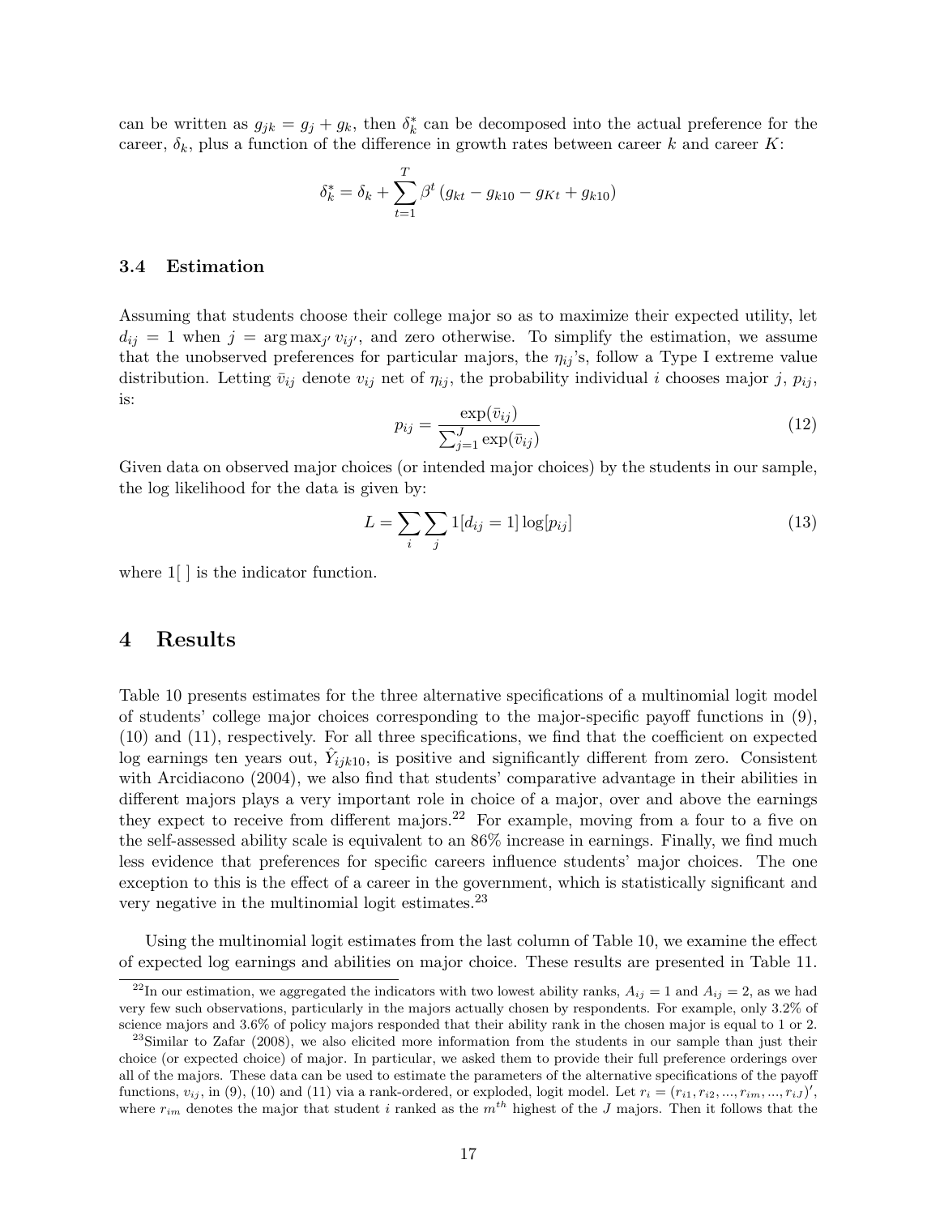can be written as $g_{jk} = g_j + g_k$, then $\delta_k^*$ can be decomposed into the actual preference for the career, $\delta_k$, plus a function of the difference in growth rates between career $k$ and career $K$:

$$\delta_k^* = \delta_k + \sum_{t=1}^{T} \beta^t \left(g_{kt} - g_{k10} - g_{Kt} + g_{k10}\right)$$

### 3.4 Estimation

Assuming that students choose their college major so as to maximize their expected utility, let $d_{ij} = 1$ when $j = \arg\max_{j'} v_{ij'}$, and zero otherwise. To simplify the estimation, we assume that the unobserved preferences for particular majors, the $\eta_{ij}$'s, follow a Type I extreme value distribution. Letting $\bar{v}_{ij}$ denote $v_{ij}$ net of $\eta_{ij}$, the probability individual $i$ chooses major $j$, $p_{ij}$, is:

$$p_{ij} = \frac{\exp(\bar{v}_{ij})}{\sum_{j=1}^{J} \exp(\bar{v}_{ij})} \tag{12}$$

Given data on observed major choices (or intended major choices) by the students in our sample, the log likelihood for the data is given by:

$$L = \sum_i \sum_j 1[d_{ij} = 1] \log[p_{ij}] \tag{13}$$

where 1[ ] is the indicator function.

## 4 Results

Table 10 presents estimates for the three alternative specifications of a multinomial logit model of students' college major choices corresponding to the major-specific payoff functions in (9), (10) and (11), respectively. For all three specifications, we find that the coefficient on expected log earnings ten years out, $\hat{Y}_{ijk10}$, is positive and significantly different from zero. Consistent with Arcidiacono (2004), we also find that students' comparative advantage in their abilities in different majors plays a very important role in choice of a major, over and above the earnings they expect to receive from different majors.[22] For example, moving from a four to a five on the self-assessed ability scale is equivalent to an 86% increase in earnings. Finally, we find much less evidence that preferences for specific careers influence students' major choices. The one exception to this is the effect of a career in the government, which is statistically significant and very negative in the multinomial logit estimates.[23]

Using the multinomial logit estimates from the last column of Table 10, we examine the effect of expected log earnings and abilities on major choice. These results are presented in Table 11.

[22] In our estimation, we aggregated the indicators with two lowest ability ranks, $A_{ij} = 1$ and $A_{ij} = 2$, as we had very few such observations, particularly in the majors actually chosen by respondents. For example, only 3.2% of science majors and 3.6% of policy majors responded that their ability rank in the chosen major is equal to 1 or 2.

[23] Similar to Zafar (2008), we also elicited more information from the students in our sample than just their choice (or expected choice) of major. In particular, we asked them to provide their full preference orderings over all of the majors. These data can be used to estimate the parameters of the alternative specifications of the payoff functions, $v_{ij}$, in (9), (10) and (11) via a rank-ordered, or exploded, logit model. Let $r_i = (r_{i1}, r_{i2}, ..., r_{im}, ..., r_{iJ})'$, where $r_{im}$ denotes the major that student $i$ ranked as the $m^{th}$ highest of the $J$ majors. Then it follows that the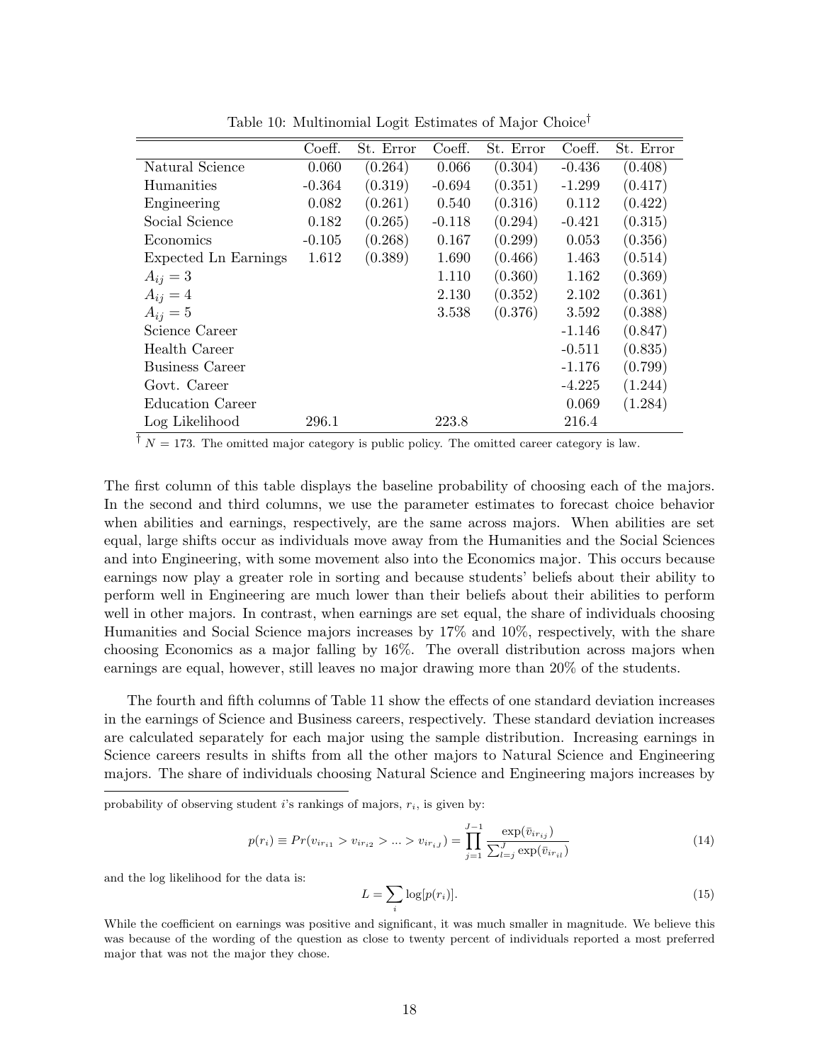Table 10: Multinomial Logit Estimates of Major Choice[†]

| | Coeff. | St. Error | Coeff. | St. Error | Coeff. | St. Error |
|---|---|---|---|---|---|---|
| Natural Science | 0.060 | (0.264) | 0.066 | (0.304) | -0.436 | (0.408) |
| Humanities | -0.364 | (0.319) | -0.694 | (0.351) | -1.299 | (0.417) |
| Engineering | 0.082 | (0.261) | 0.540 | (0.316) | 0.112 | (0.422) |
| Social Science | 0.182 | (0.265) | -0.118 | (0.294) | -0.421 | (0.315) |
| Economics | -0.105 | (0.268) | 0.167 | (0.299) | 0.053 | (0.356) |
| Expected Ln Earnings | 1.612 | (0.389) | 1.690 | (0.466) | 1.463 | (0.514) |
| $A_{ij} = 3$ | | | 1.110 | (0.360) | 1.162 | (0.369) |
| $A_{ij} = 4$ | | | 2.130 | (0.352) | 2.102 | (0.361) |
| $A_{ij} = 5$ | | | 3.538 | (0.376) | 3.592 | (0.388) |
| Science Career | | | | | -1.146 | (0.847) |
| Health Career | | | | | -0.511 | (0.835) |
| Business Career | | | | | -1.176 | (0.799) |
| Govt. Career | | | | | -4.225 | (1.244) |
| Education Career | | | | | 0.069 | (1.284) |
| Log Likelihood | 296.1 | | 223.8 | | 216.4 | |

[†] $N = 173$. The omitted major category is public policy. The omitted career category is law.

The first column of this table displays the baseline probability of choosing each of the majors. In the second and third columns, we use the parameter estimates to forecast choice behavior when abilities and earnings, respectively, are the same across majors. When abilities are set equal, large shifts occur as individuals move away from the Humanities and the Social Sciences and into Engineering, with some movement also into the Economics major. This occurs because earnings now play a greater role in sorting and because students' beliefs about their ability to perform well in Engineering are much lower than their beliefs about their abilities to perform well in other majors. In contrast, when earnings are set equal, the share of individuals choosing Humanities and Social Science majors increases by 17% and 10%, respectively, with the share choosing Economics as a major falling by 16%. The overall distribution across majors when earnings are equal, however, still leaves no major drawing more than 20% of the students.

The fourth and fifth columns of Table 11 show the effects of one standard deviation increases in the earnings of Science and Business careers, respectively. These standard deviation increases are calculated separately for each major using the sample distribution. Increasing earnings in Science careers results in shifts from all the other majors to Natural Science and Engineering majors. The share of individuals choosing Natural Science and Engineering majors increases by

---

probability of observing student $i$'s rankings of majors, $r_i$, is given by:

$$p(r_i) \equiv Pr(v_{ir_{i1}} > v_{ir_{i2}} > ... > v_{ir_{iJ}}) = \prod_{j=1}^{J-1} \frac{\exp(\bar{v}_{ir_{ij}})}{\sum_{l=j}^{J} \exp(\bar{v}_{ir_{il}})} \tag{14}$$

and the log likelihood for the data is:

$$L = \sum_i \log[p(r_i)]. \tag{15}$$

While the coefficient on earnings was positive and significant, it was much smaller in magnitude. We believe this was because of the wording of the question as close to twenty percent of individuals reported a most preferred major that was not the major they chose.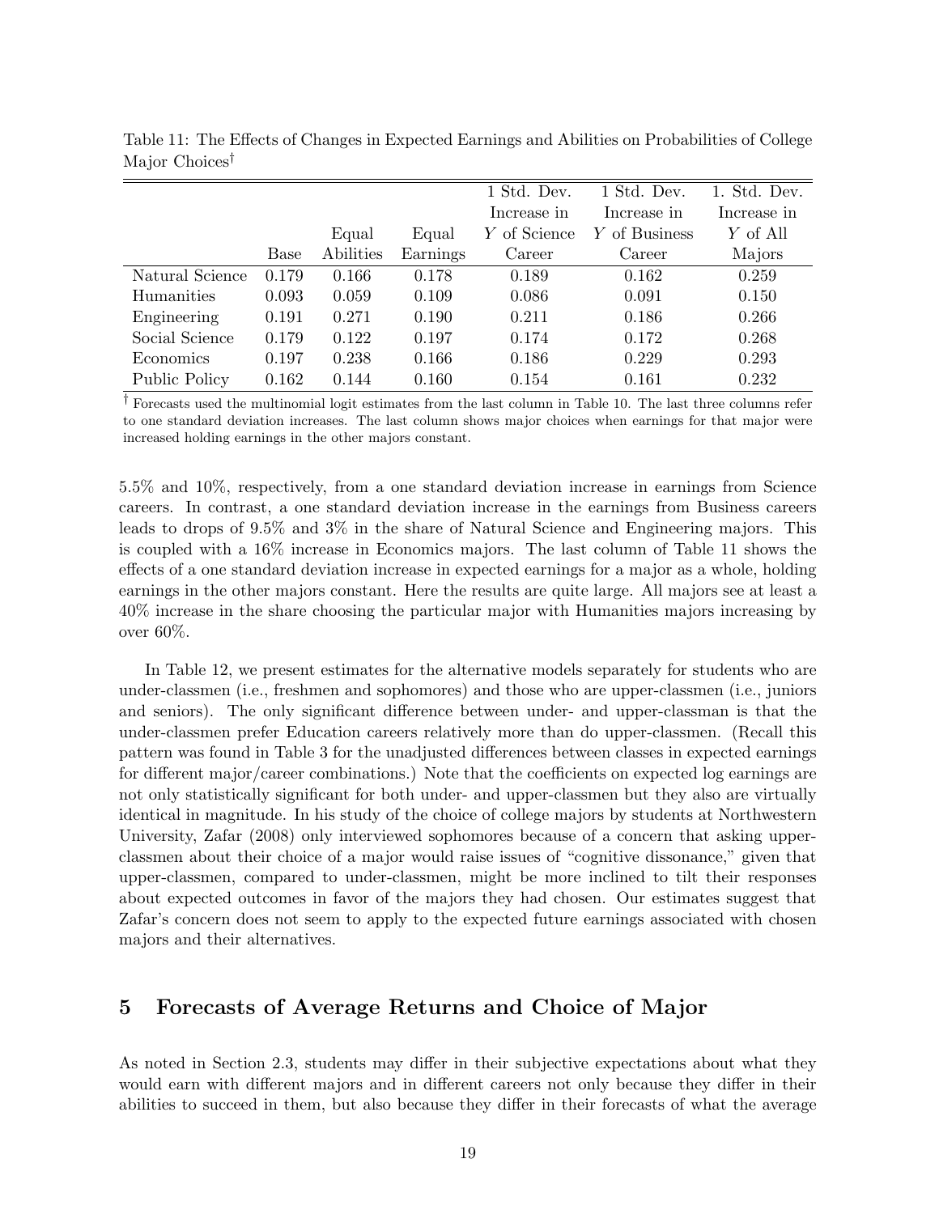Table 11: The Effects of Changes in Expected Earnings and Abilities on Probabilities of College Major Choices†

| | Base | Equal Abilities | Equal Earnings | 1 Std. Dev. Increase in $Y$ of Science Career | 1 Std. Dev. Increase in $Y$ of Business Career | 1. Std. Dev. Increase in $Y$ of All Majors |
|---|---|---|---|---|---|---|
| Natural Science | 0.179 | 0.166 | 0.178 | 0.189 | 0.162 | 0.259 |
| Humanities | 0.093 | 0.059 | 0.109 | 0.086 | 0.091 | 0.150 |
| Engineering | 0.191 | 0.271 | 0.190 | 0.211 | 0.186 | 0.266 |
| Social Science | 0.179 | 0.122 | 0.197 | 0.174 | 0.172 | 0.268 |
| Economics | 0.197 | 0.238 | 0.166 | 0.186 | 0.229 | 0.293 |
| Public Policy | 0.162 | 0.144 | 0.160 | 0.154 | 0.161 | 0.232 |

† Forecasts used the multinomial logit estimates from the last column in Table 10. The last three columns refer to one standard deviation increases. The last column shows major choices when earnings for that major were increased holding earnings in the other majors constant.

5.5% and 10%, respectively, from a one standard deviation increase in earnings from Science careers. In contrast, a one standard deviation increase in the earnings from Business careers leads to drops of 9.5% and 3% in the share of Natural Science and Engineering majors. This is coupled with a 16% increase in Economics majors. The last column of Table 11 shows the effects of a one standard deviation increase in expected earnings for a major as a whole, holding earnings in the other majors constant. Here the results are quite large. All majors see at least a 40% increase in the share choosing the particular major with Humanities majors increasing by over 60%.

In Table 12, we present estimates for the alternative models separately for students who are under-classmen (i.e., freshmen and sophomores) and those who are upper-classmen (i.e., juniors and seniors). The only significant difference between under- and upper-classman is that the under-classmen prefer Education careers relatively more than do upper-classmen. (Recall this pattern was found in Table 3 for the unadjusted differences between classes in expected earnings for different major/career combinations.) Note that the coefficients on expected log earnings are not only statistically significant for both under- and upper-classmen but they also are virtually identical in magnitude. In his study of the choice of college majors by students at Northwestern University, Zafar (2008) only interviewed sophomores because of a concern that asking upper-classmen about their choice of a major would raise issues of "cognitive dissonance," given that upper-classmen, compared to under-classmen, might be more inclined to tilt their responses about expected outcomes in favor of the majors they had chosen. Our estimates suggest that Zafar's concern does not seem to apply to the expected future earnings associated with chosen majors and their alternatives.

## 5 Forecasts of Average Returns and Choice of Major

As noted in Section 2.3, students may differ in their subjective expectations about what they would earn with different majors and in different careers not only because they differ in their abilities to succeed in them, but also because they differ in their forecasts of what the average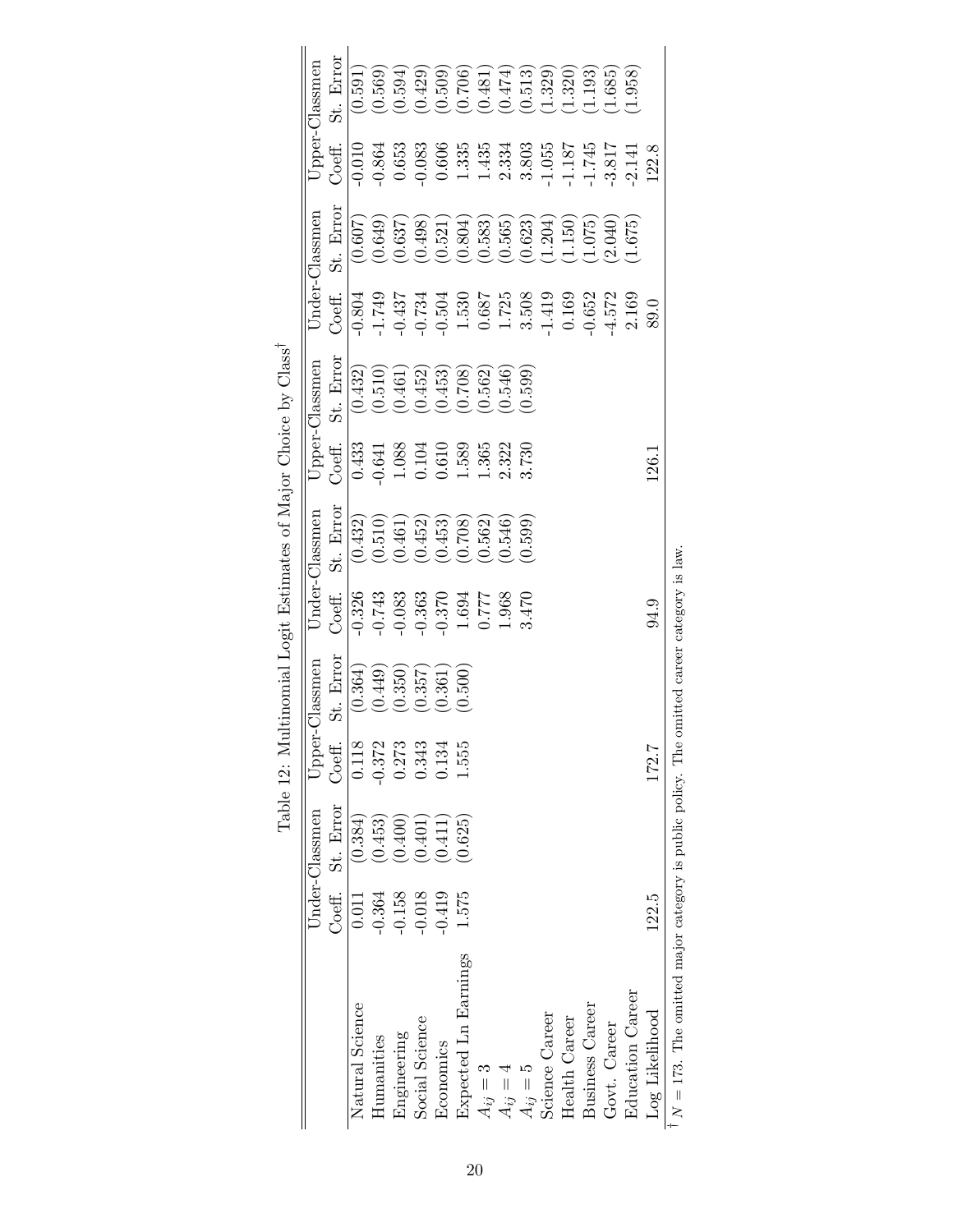Table 12: Multinomial Logit Estimates of Major Choice by Class[†]

| | Under-Classmen | | Upper-Classmen | | Under-Classmen | | Upper-Classmen | | Under-Classmen | | Upper-Classmen | |
|---|---|---|---|---|---|---|---|---|---|---|---|---|
| | Coeff. | St. Error | Coeff. | St. Error | Coeff. | St. Error | Coeff. | St. Error | Coeff. | St. Error | Coeff. | St. Error |
| Natural Science | 0.011 | (0.384) | 0.118 | (0.364) | -0.326 | (0.432) | 0.433 | (0.432) | -0.804 | (0.607) | -0.010 | (0.591) |
| Humanities | -0.364 | (0.453) | -0.372 | (0.449) | -0.743 | (0.510) | -0.641 | (0.510) | -1.749 | (0.649) | -0.864 | (0.569) |
| Engineering | -0.158 | (0.400) | 0.273 | (0.350) | -0.083 | (0.461) | 1.088 | (0.461) | -0.437 | (0.637) | 0.653 | (0.594) |
| Social Science | -0.018 | (0.401) | 0.343 | (0.357) | -0.363 | (0.452) | 0.104 | (0.452) | -0.734 | (0.498) | -0.083 | (0.429) |
| Economics | -0.419 | (0.411) | 0.134 | (0.361) | -0.370 | (0.453) | 0.610 | (0.453) | -0.504 | (0.521) | 0.606 | (0.509) |
| Expected Ln Earnings | 1.575 | (0.625) | 1.555 | (0.500) | 1.694 | (0.708) | 1.589 | (0.708) | 1.530 | (0.804) | 1.335 | (0.706) |
| $A_{ij} = 3$ | | | | | 0.777 | (0.562) | 1.365 | (0.562) | 0.687 | (0.583) | 1.435 | (0.481) |
| $A_{ij} = 4$ | | | | | 1.968 | (0.546) | 2.322 | (0.546) | 1.725 | (0.565) | 2.334 | (0.474) |
| $A_{ij} = 5$ | | | | | 3.470 | (0.599) | 3.730 | (0.599) | 3.508 | (0.623) | 3.803 | (0.513) |
| Science Career | | | | | | | | | -1.419 | (1.204) | -1.055 | (1.329) |
| Health Career | | | | | | | | | 0.169 | (1.150) | -1.187 | (1.320) |
| Business Career | | | | | | | | | -0.652 | (1.075) | -1.745 | (1.193) |
| Govt. Career | | | | | | | | | -4.572 | (2.040) | -3.817 | (1.685) |
| Education Career | | | | | | | | | 2.169 | (1.675) | -2.141 | (1.958) |
| Log Likelihood | 122.5 | | 172.7 | | 94.9 | | 126.1 | | 89.0 | | 122.8 | |

[†] $N = 173$. The omitted major category is public policy. The omitted career category is law.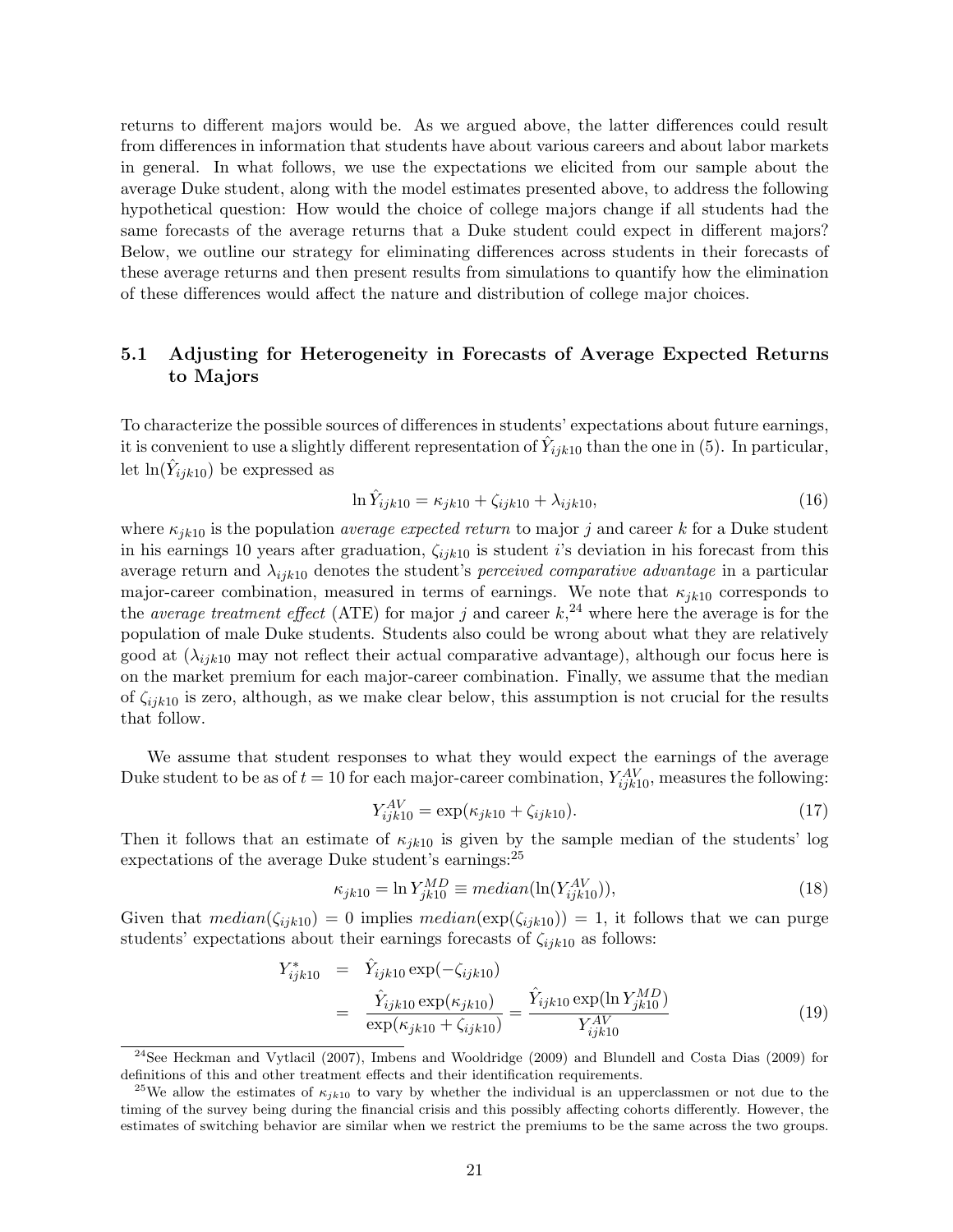returns to different majors would be. As we argued above, the latter differences could result from differences in information that students have about various careers and about labor markets in general. In what follows, we use the expectations we elicited from our sample about the average Duke student, along with the model estimates presented above, to address the following hypothetical question: How would the choice of college majors change if all students had the same forecasts of the average returns that a Duke student could expect in different majors? Below, we outline our strategy for eliminating differences across students in their forecasts of these average returns and then present results from simulations to quantify how the elimination of these differences would affect the nature and distribution of college major choices.

## 5.1 Adjusting for Heterogeneity in Forecasts of Average Expected Returns to Majors

To characterize the possible sources of differences in students' expectations about future earnings, it is convenient to use a slightly different representation of $\hat{Y}_{ijk10}$ than the one in (5). In particular, let $\ln(\hat{Y}_{ijk10})$ be expressed as

$$\ln \hat{Y}_{ijk10} = \kappa_{jk10} + \zeta_{ijk10} + \lambda_{ijk10}, \tag{16}$$

where $\kappa_{jk10}$ is the population *average expected return* to major $j$ and career $k$ for a Duke student in his earnings 10 years after graduation, $\zeta_{ijk10}$ is student $i$'s deviation in his forecast from this average return and $\lambda_{ijk10}$ denotes the student's *perceived comparative advantage* in a particular major-career combination, measured in terms of earnings. We note that $\kappa_{jk10}$ corresponds to the *average treatment effect* (ATE) for major $j$ and career $k$,[24] where here the average is for the population of male Duke students. Students also could be wrong about what they are relatively good at ($\lambda_{ijk10}$ may not reflect their actual comparative advantage), although our focus here is on the market premium for each major-career combination. Finally, we assume that the median of $\zeta_{ijk10}$ is zero, although, as we make clear below, this assumption is not crucial for the results that follow.

We assume that student responses to what they would expect the earnings of the average Duke student to be as of $t = 10$ for each major-career combination, $Y^{AV}_{ijk10}$, measures the following:

$$Y^{AV}_{ijk10} = \exp(\kappa_{jk10} + \zeta_{ijk10}). \tag{17}$$

Then it follows that an estimate of $\kappa_{jk10}$ is given by the sample median of the students' log expectations of the average Duke student's earnings:[25]

$$\kappa_{jk10} = \ln Y^{MD}_{jk10} \equiv median(\ln(Y^{AV}_{ijk10})), \tag{18}$$

Given that $median(\zeta_{ijk10}) = 0$ implies $median(\exp(\zeta_{ijk10})) = 1$, it follows that we can purge students' expectations about their earnings forecasts of $\zeta_{ijk10}$ as follows:

$$\begin{aligned} Y^{*}_{ijk10} &= \hat{Y}_{ijk10} \exp(-\zeta_{ijk10}) \\ &= \frac{\hat{Y}_{ijk10} \exp(\kappa_{jk10})}{\exp(\kappa_{jk10} + \zeta_{ijk10})} = \frac{\hat{Y}_{ijk10} \exp(\ln Y^{MD}_{jk10})}{Y^{AV}_{ijk10}} \end{aligned} \tag{19}$$

[24] See Heckman and Vytlacil (2007), Imbens and Wooldridge (2009) and Blundell and Costa Dias (2009) for definitions of this and other treatment effects and their identification requirements.

[25] We allow the estimates of $\kappa_{jk10}$ to vary by whether the individual is an upperclassmen or not due to the timing of the survey being during the financial crisis and this possibly affecting cohorts differently. However, the estimates of switching behavior are similar when we restrict the premiums to be the same across the two groups.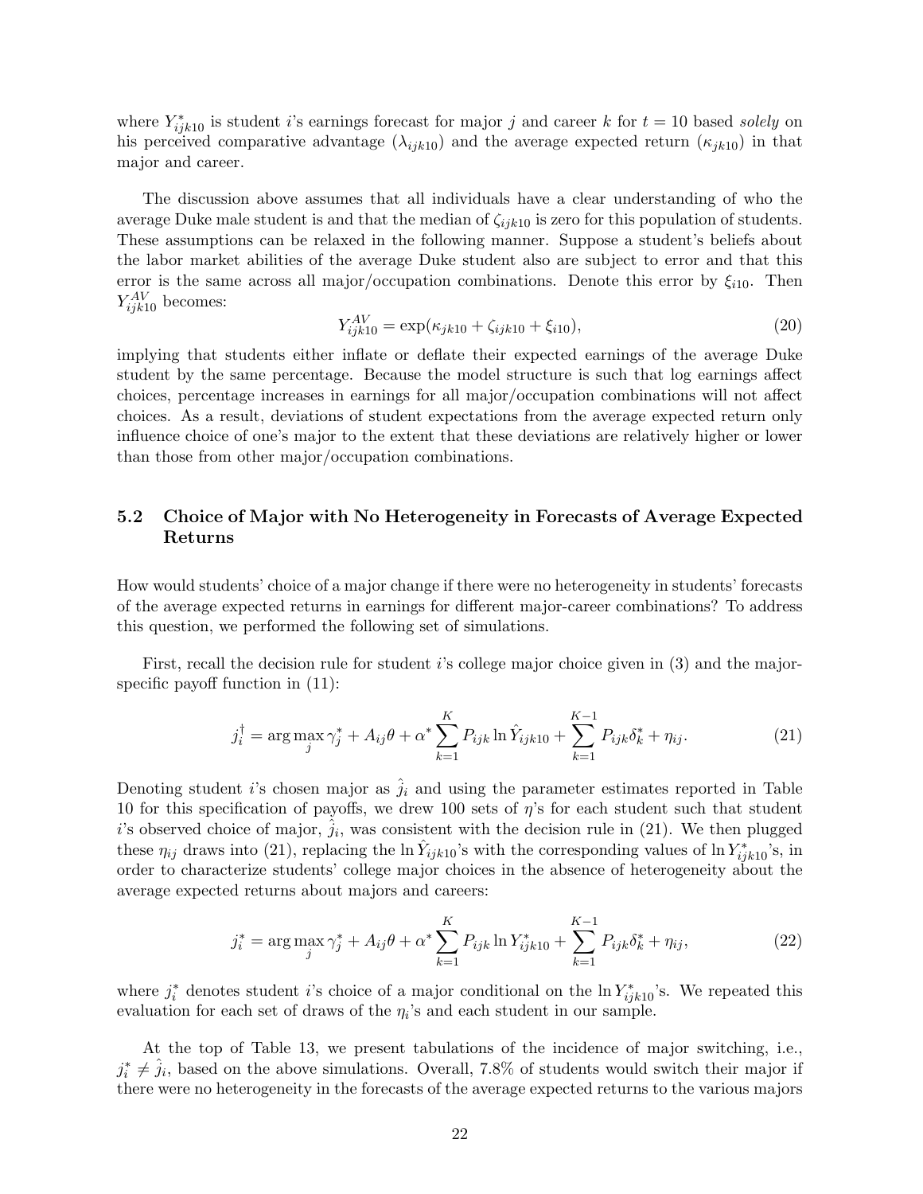where $Y^*_{ijk10}$ is student $i$'s earnings forecast for major $j$ and career $k$ for $t = 10$ based *solely* on his perceived comparative advantage ($\lambda_{ijk10}$) and the average expected return ($\kappa_{jk10}$) in that major and career.

The discussion above assumes that all individuals have a clear understanding of who the average Duke male student is and that the median of $\zeta_{ijk10}$ is zero for this population of students. These assumptions can be relaxed in the following manner. Suppose a student's beliefs about the labor market abilities of the average Duke student also are subject to error and that this error is the same across all major/occupation combinations. Denote this error by $\xi_{i10}$. Then $Y^{AV}_{ijk10}$ becomes:

$$Y^{AV}_{ijk10} = \exp(\kappa_{jk10} + \zeta_{ijk10} + \xi_{i10}), \tag{20}$$

implying that students either inflate or deflate their expected earnings of the average Duke student by the same percentage. Because the model structure is such that log earnings affect choices, percentage increases in earnings for all major/occupation combinations will not affect choices. As a result, deviations of student expectations from the average expected return only influence choice of one's major to the extent that these deviations are relatively higher or lower than those from other major/occupation combinations.

## 5.2 Choice of Major with No Heterogeneity in Forecasts of Average Expected Returns

How would students' choice of a major change if there were no heterogeneity in students' forecasts of the average expected returns in earnings for different major-career combinations? To address this question, we performed the following set of simulations.

First, recall the decision rule for student $i$'s college major choice given in (3) and the major-specific payoff function in (11):

$$j^{\dagger}_i = \arg\max_j \gamma^*_j + A_{ij}\theta + \alpha^* \sum_{k=1}^{K} P_{ijk} \ln \hat{Y}_{ijk10} + \sum_{k=1}^{K-1} P_{ijk}\delta^*_k + \eta_{ij}. \tag{21}$$

Denoting student $i$'s chosen major as $\hat{j}_i$ and using the parameter estimates reported in Table 10 for this specification of payoffs, we drew 100 sets of $\eta$'s for each student such that student $i$'s observed choice of major, $\hat{j}_i$, was consistent with the decision rule in (21). We then plugged these $\eta_{ij}$ draws into (21), replacing the $\ln \hat{Y}_{ijk10}$'s with the corresponding values of $\ln Y^*_{ijk10}$'s, in order to characterize students' college major choices in the absence of heterogeneity about the average expected returns about majors and careers:

$$j^*_i = \arg\max_j \gamma^*_j + A_{ij}\theta + \alpha^* \sum_{k=1}^{K} P_{ijk} \ln Y^*_{ijk10} + \sum_{k=1}^{K-1} P_{ijk}\delta^*_k + \eta_{ij}, \tag{22}$$

where $j^*_i$ denotes student $i$'s choice of a major conditional on the $\ln Y^*_{ijk10}$'s. We repeated this evaluation for each set of draws of the $\eta_i$'s and each student in our sample.

At the top of Table 13, we present tabulations of the incidence of major switching, i.e., $j^*_i \neq \hat{j}_i$, based on the above simulations. Overall, 7.8% of students would switch their major if there were no heterogeneity in the forecasts of the average expected returns to the various majors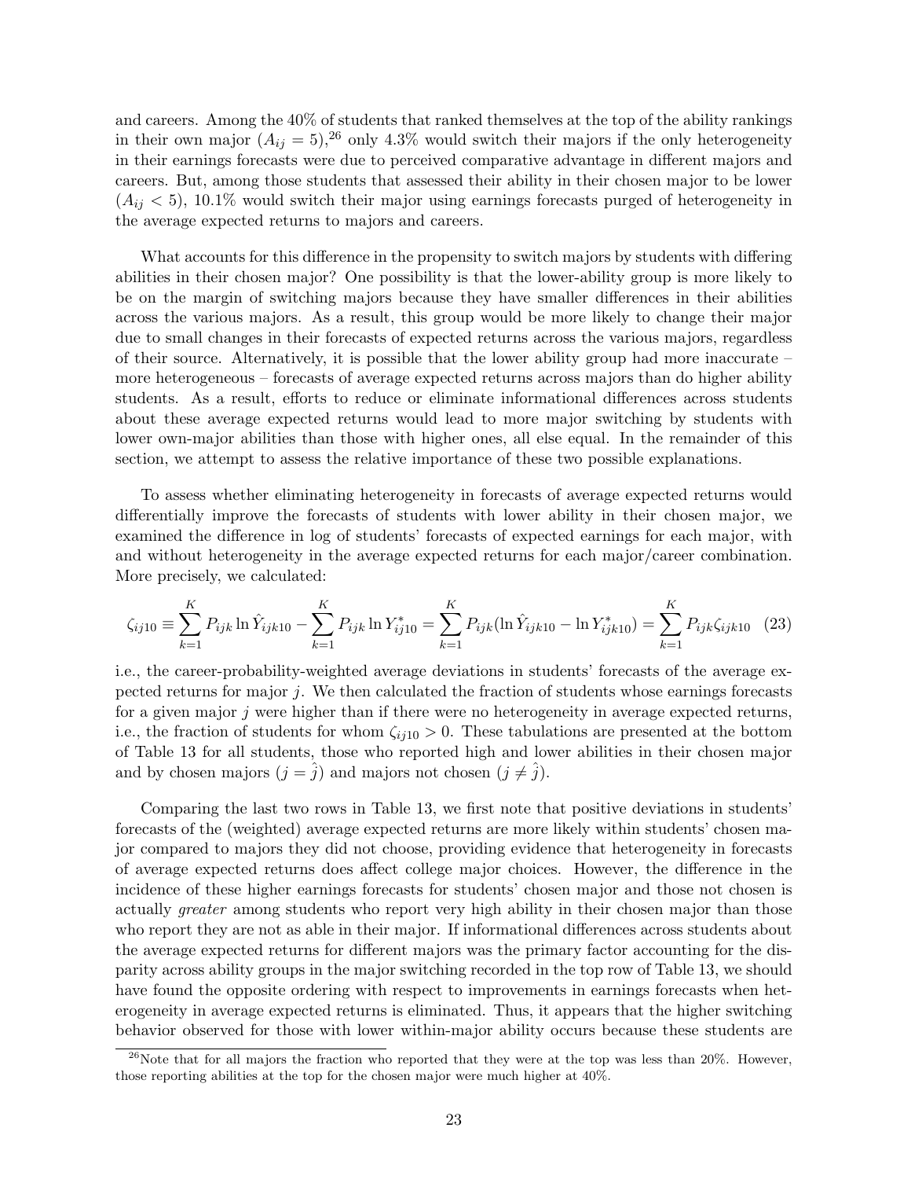and careers. Among the 40% of students that ranked themselves at the top of the ability rankings in their own major ($A_{ij} = 5$),[26] only 4.3% would switch their majors if the only heterogeneity in their earnings forecasts were due to perceived comparative advantage in different majors and careers. But, among those students that assessed their ability in their chosen major to be lower ($A_{ij} < 5$), 10.1% would switch their major using earnings forecasts purged of heterogeneity in the average expected returns to majors and careers.

What accounts for this difference in the propensity to switch majors by students with differing abilities in their chosen major? One possibility is that the lower-ability group is more likely to be on the margin of switching majors because they have smaller differences in their abilities across the various majors. As a result, this group would be more likely to change their major due to small changes in their forecasts of expected returns across the various majors, regardless of their source. Alternatively, it is possible that the lower ability group had more inaccurate – more heterogeneous – forecasts of average expected returns across majors than do higher ability students. As a result, efforts to reduce or eliminate informational differences across students about these average expected returns would lead to more major switching by students with lower own-major abilities than those with higher ones, all else equal. In the remainder of this section, we attempt to assess the relative importance of these two possible explanations.

To assess whether eliminating heterogeneity in forecasts of average expected returns would differentially improve the forecasts of students with lower ability in their chosen major, we examined the difference in log of students' forecasts of expected earnings for each major, with and without heterogeneity in the average expected returns for each major/career combination. More precisely, we calculated:

$$\zeta_{ij10} \equiv \sum_{k=1}^{K} P_{ijk} \ln \hat{Y}_{ijk10} - \sum_{k=1}^{K} P_{ijk} \ln Y^{*}_{ij10} = \sum_{k=1}^{K} P_{ijk} (\ln \hat{Y}_{ijk10} - \ln Y^{*}_{ijk10}) = \sum_{k=1}^{K} P_{ijk} \zeta_{ijk10} \quad (23)$$

i.e., the career-probability-weighted average deviations in students' forecasts of the average expected returns for major $j$. We then calculated the fraction of students whose earnings forecasts for a given major $j$ were higher than if there were no heterogeneity in average expected returns, i.e., the fraction of students for whom $\zeta_{ij10} > 0$. These tabulations are presented at the bottom of Table 13 for all students, those who reported high and lower abilities in their chosen major and by chosen majors ($j = \hat{j}$) and majors not chosen ($j \neq \hat{j}$).

Comparing the last two rows in Table 13, we first note that positive deviations in students' forecasts of the (weighted) average expected returns are more likely within students' chosen major compared to majors they did not choose, providing evidence that heterogeneity in forecasts of average expected returns does affect college major choices. However, the difference in the incidence of these higher earnings forecasts for students' chosen major and those not chosen is actually *greater* among students who report very high ability in their chosen major than those who report they are not as able in their major. If informational differences across students about the average expected returns for different majors was the primary factor accounting for the disparity across ability groups in the major switching recorded in the top row of Table 13, we should have found the opposite ordering with respect to improvements in earnings forecasts when heterogeneity in average expected returns is eliminated. Thus, it appears that the higher switching behavior observed for those with lower within-major ability occurs because these students are

[26] Note that for all majors the fraction who reported that they were at the top was less than 20%. However, those reporting abilities at the top for the chosen major were much higher at 40%.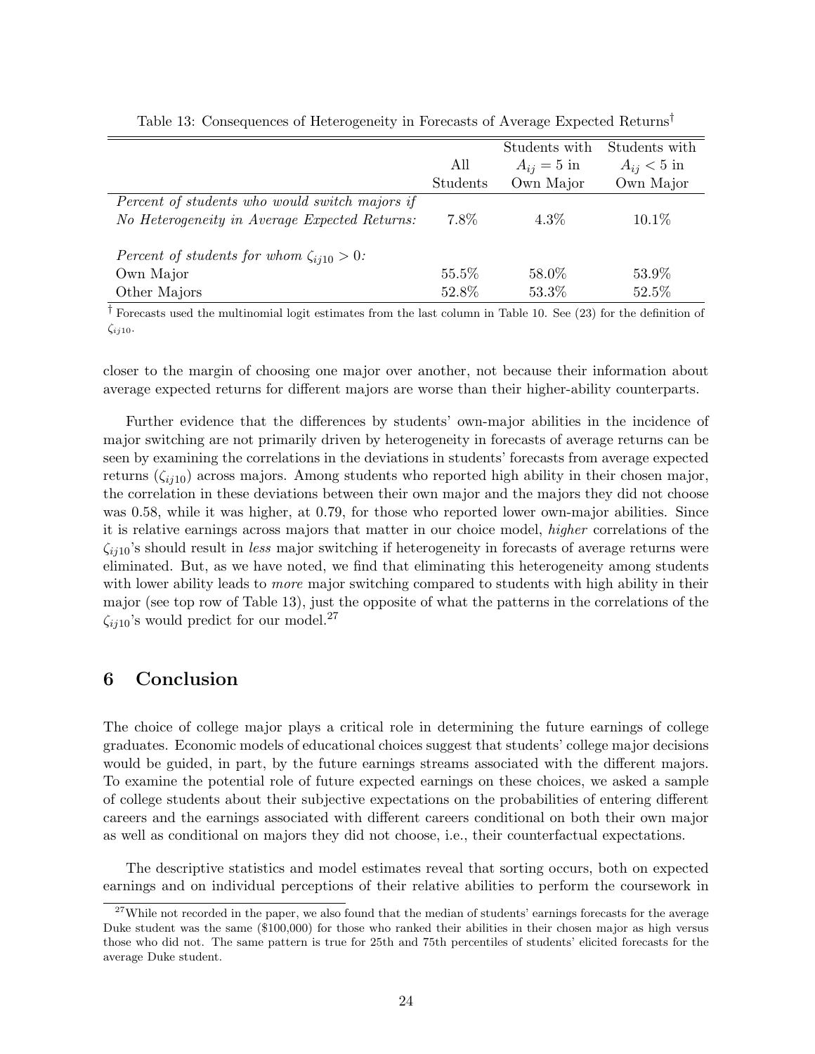Table 13: Consequences of Heterogeneity in Forecasts of Average Expected Returns†

| | All Students | Students with $A_{ij} = 5$ in Own Major | Students with $A_{ij} < 5$ in Own Major |
|---|---|---|---|
| *Percent of students who would switch majors if* | | | |
| *No Heterogeneity in Average Expected Returns:* | 7.8% | 4.3% | 10.1% |
| *Percent of students for whom $\zeta_{ij10} > 0$:* | | | |
| Own Major | 55.5% | 58.0% | 53.9% |
| Other Majors | 52.8% | 53.3% | 52.5% |

† Forecasts used the multinomial logit estimates from the last column in Table 10. See (23) for the definition of $\zeta_{ij10}$.

closer to the margin of choosing one major over another, not because their information about average expected returns for different majors are worse than their higher-ability counterparts.

Further evidence that the differences by students' own-major abilities in the incidence of major switching are not primarily driven by heterogeneity in forecasts of average returns can be seen by examining the correlations in the deviations in students' forecasts from average expected returns ($\zeta_{ij10}$) across majors. Among students who reported high ability in their chosen major, the correlation in these deviations between their own major and the majors they did not choose was 0.58, while it was higher, at 0.79, for those who reported lower own-major abilities. Since it is relative earnings across majors that matter in our choice model, *higher* correlations of the $\zeta_{ij10}$'s should result in *less* major switching if heterogeneity in forecasts of average returns were eliminated. But, as we have noted, we find that eliminating this heterogeneity among students with lower ability leads to *more* major switching compared to students with high ability in their major (see top row of Table 13), just the opposite of what the patterns in the correlations of the $\zeta_{ij10}$'s would predict for our model.[27]

## 6 Conclusion

The choice of college major plays a critical role in determining the future earnings of college graduates. Economic models of educational choices suggest that students' college major decisions would be guided, in part, by the future earnings streams associated with the different majors. To examine the potential role of future expected earnings on these choices, we asked a sample of college students about their subjective expectations on the probabilities of entering different careers and the earnings associated with different careers conditional on both their own major as well as conditional on majors they did not choose, i.e., their counterfactual expectations.

The descriptive statistics and model estimates reveal that sorting occurs, both on expected earnings and on individual perceptions of their relative abilities to perform the coursework in

[27] While not recorded in the paper, we also found that the median of students' earnings forecasts for the average Duke student was the same ($100,000) for those who ranked their abilities in their chosen major as high versus those who did not. The same pattern is true for 25th and 75th percentiles of students' elicited forecasts for the average Duke student.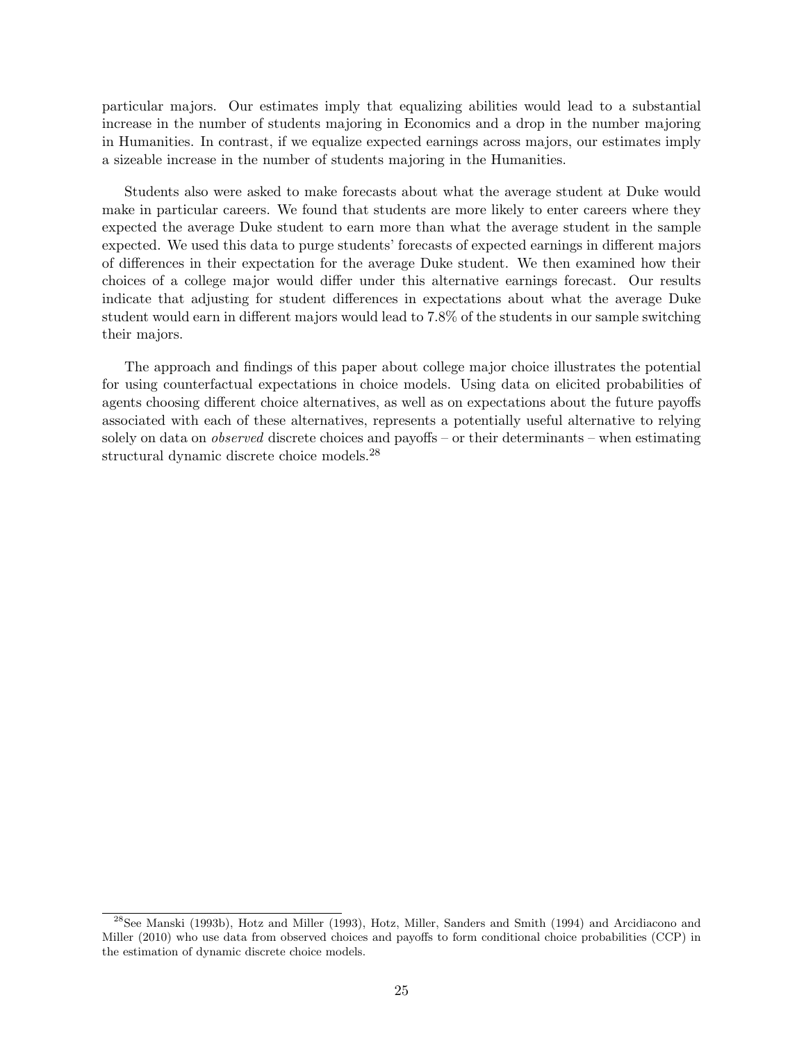particular majors. Our estimates imply that equalizing abilities would lead to a substantial increase in the number of students majoring in Economics and a drop in the number majoring in Humanities. In contrast, if we equalize expected earnings across majors, our estimates imply a sizeable increase in the number of students majoring in the Humanities.

Students also were asked to make forecasts about what the average student at Duke would make in particular careers. We found that students are more likely to enter careers where they expected the average Duke student to earn more than what the average student in the sample expected. We used this data to purge students' forecasts of expected earnings in different majors of differences in their expectation for the average Duke student. We then examined how their choices of a college major would differ under this alternative earnings forecast. Our results indicate that adjusting for student differences in expectations about what the average Duke student would earn in different majors would lead to 7.8% of the students in our sample switching their majors.

The approach and findings of this paper about college major choice illustrates the potential for using counterfactual expectations in choice models. Using data on elicited probabilities of agents choosing different choice alternatives, as well as on expectations about the future payoffs associated with each of these alternatives, represents a potentially useful alternative to relying solely on data on *observed* discrete choices and payoffs – or their determinants – when estimating structural dynamic discrete choice models.[28]

[28] See Manski (1993b), Hotz and Miller (1993), Hotz, Miller, Sanders and Smith (1994) and Arcidiacono and Miller (2010) who use data from observed choices and payoffs to form conditional choice probabilities (CCP) in the estimation of dynamic discrete choice models.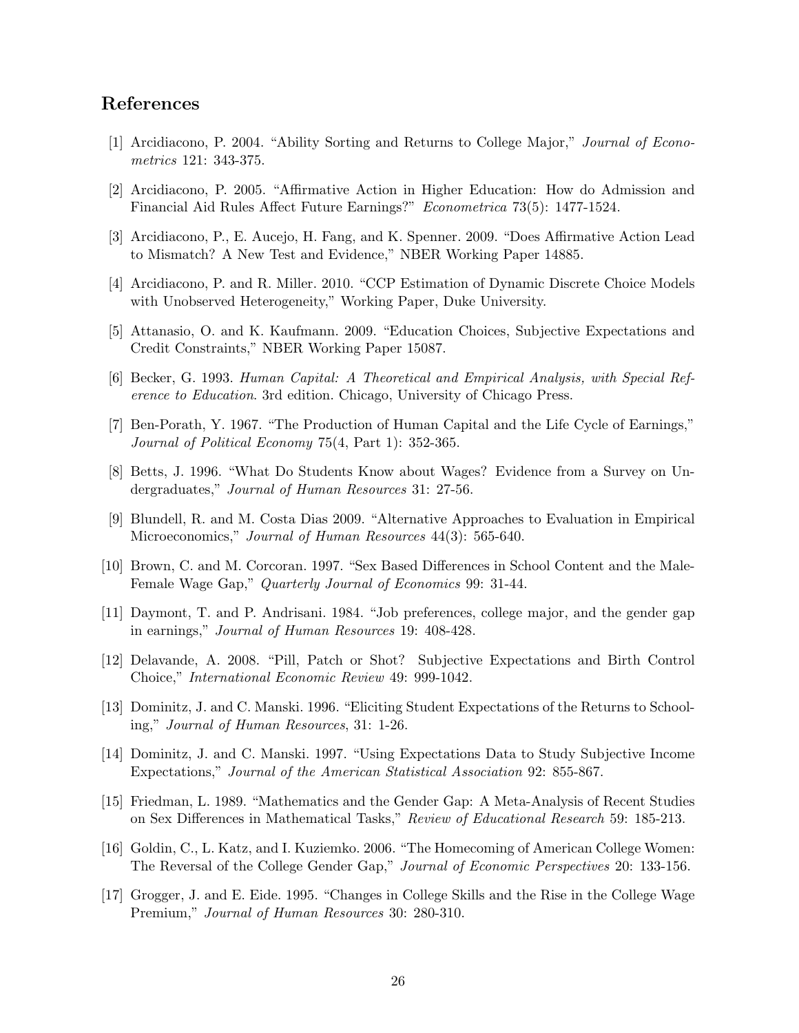## References

[1] Arcidiacono, P. 2004. "Ability Sorting and Returns to College Major," *Journal of Econometrics* 121: 343-375.

[2] Arcidiacono, P. 2005. "Affirmative Action in Higher Education: How do Admission and Financial Aid Rules Affect Future Earnings?" *Econometrica* 73(5): 1477-1524.

[3] Arcidiacono, P., E. Aucejo, H. Fang, and K. Spenner. 2009. "Does Affirmative Action Lead to Mismatch? A New Test and Evidence," NBER Working Paper 14885.

[4] Arcidiacono, P. and R. Miller. 2010. "CCP Estimation of Dynamic Discrete Choice Models with Unobserved Heterogeneity," Working Paper, Duke University.

[5] Attanasio, O. and K. Kaufmann. 2009. "Education Choices, Subjective Expectations and Credit Constraints," NBER Working Paper 15087.

[6] Becker, G. 1993. *Human Capital: A Theoretical and Empirical Analysis, with Special Reference to Education*. 3rd edition. Chicago, University of Chicago Press.

[7] Ben-Porath, Y. 1967. "The Production of Human Capital and the Life Cycle of Earnings," *Journal of Political Economy* 75(4, Part 1): 352-365.

[8] Betts, J. 1996. "What Do Students Know about Wages? Evidence from a Survey on Undergraduates," *Journal of Human Resources* 31: 27-56.

[9] Blundell, R. and M. Costa Dias 2009. "Alternative Approaches to Evaluation in Empirical Microeconomics," *Journal of Human Resources* 44(3): 565-640.

[10] Brown, C. and M. Corcoran. 1997. "Sex Based Differences in School Content and the Male-Female Wage Gap," *Quarterly Journal of Economics* 99: 31-44.

[11] Daymont, T. and P. Andrisani. 1984. "Job preferences, college major, and the gender gap in earnings," *Journal of Human Resources* 19: 408-428.

[12] Delavande, A. 2008. "Pill, Patch or Shot? Subjective Expectations and Birth Control Choice," *International Economic Review* 49: 999-1042.

[13] Dominitz, J. and C. Manski. 1996. "Eliciting Student Expectations of the Returns to Schooling," *Journal of Human Resources*, 31: 1-26.

[14] Dominitz, J. and C. Manski. 1997. "Using Expectations Data to Study Subjective Income Expectations," *Journal of the American Statistical Association* 92: 855-867.

[15] Friedman, L. 1989. "Mathematics and the Gender Gap: A Meta-Analysis of Recent Studies on Sex Differences in Mathematical Tasks," *Review of Educational Research* 59: 185-213.

[16] Goldin, C., L. Katz, and I. Kuziemko. 2006. "The Homecoming of American College Women: The Reversal of the College Gender Gap," *Journal of Economic Perspectives* 20: 133-156.

[17] Grogger, J. and E. Eide. 1995. "Changes in College Skills and the Rise in the College Wage Premium," *Journal of Human Resources* 30: 280-310.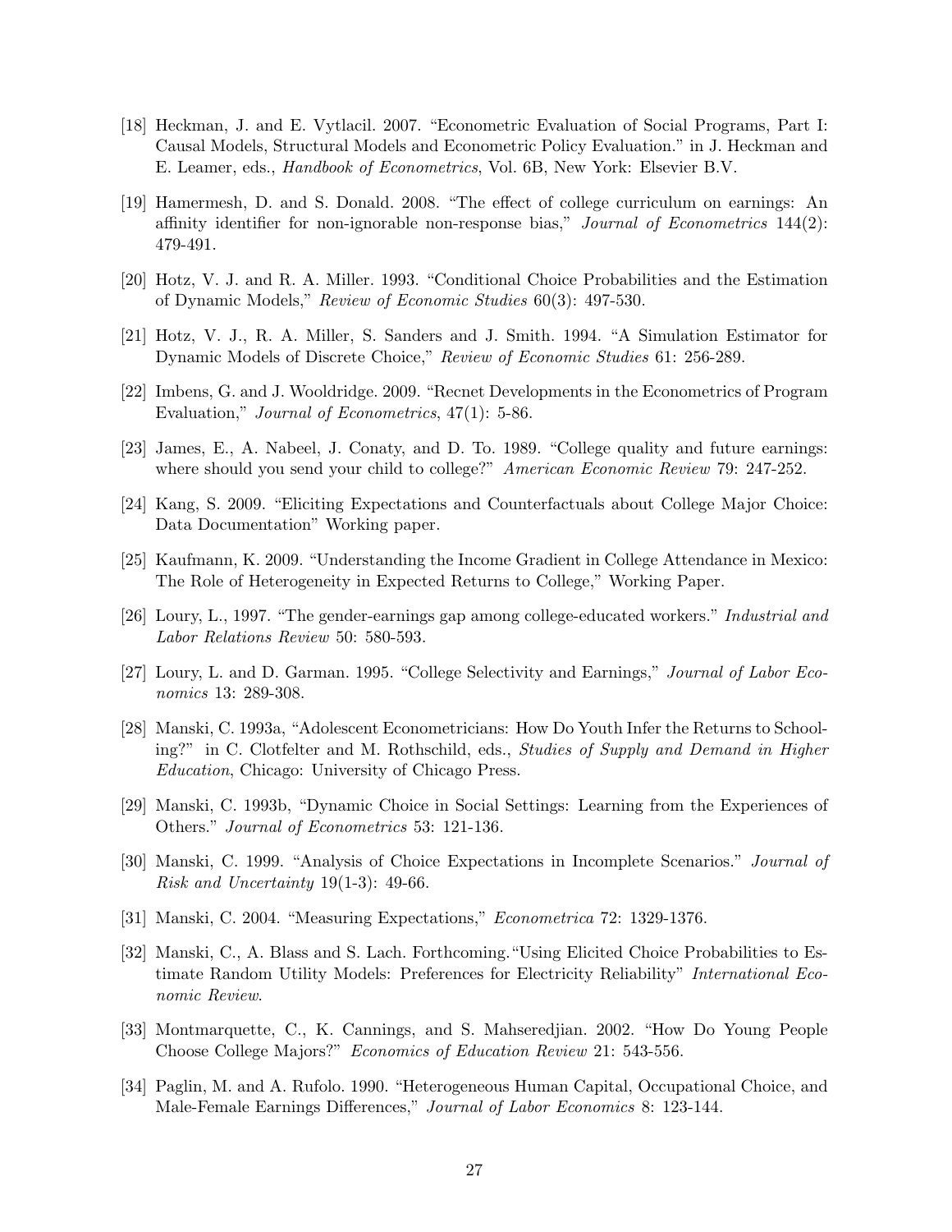[18] Heckman, J. and E. Vytlacil. 2007. "Econometric Evaluation of Social Programs, Part I: Causal Models, Structural Models and Econometric Policy Evaluation." in J. Heckman and E. Leamer, eds., *Handbook of Econometrics*, Vol. 6B, New York: Elsevier B.V.

[19] Hamermesh, D. and S. Donald. 2008. "The effect of college curriculum on earnings: An affinity identifier for non-ignorable non-response bias," *Journal of Econometrics* 144(2): 479-491.

[20] Hotz, V. J. and R. A. Miller. 1993. "Conditional Choice Probabilities and the Estimation of Dynamic Models," *Review of Economic Studies* 60(3): 497-530.

[21] Hotz, V. J., R. A. Miller, S. Sanders and J. Smith. 1994. "A Simulation Estimator for Dynamic Models of Discrete Choice," *Review of Economic Studies* 61: 256-289.

[22] Imbens, G. and J. Wooldridge. 2009. "Recnet Developments in the Econometrics of Program Evaluation," *Journal of Econometrics*, 47(1): 5-86.

[23] James, E., A. Nabeel, J. Conaty, and D. To. 1989. "College quality and future earnings: where should you send your child to college?" *American Economic Review* 79: 247-252.

[24] Kang, S. 2009. "Eliciting Expectations and Counterfactuals about College Major Choice: Data Documentation" Working paper.

[25] Kaufmann, K. 2009. "Understanding the Income Gradient in College Attendance in Mexico: The Role of Heterogeneity in Expected Returns to College," Working Paper.

[26] Loury, L., 1997. "The gender-earnings gap among college-educated workers." *Industrial and Labor Relations Review* 50: 580-593.

[27] Loury, L. and D. Garman. 1995. "College Selectivity and Earnings," *Journal of Labor Economics* 13: 289-308.

[28] Manski, C. 1993a, "Adolescent Econometricians: How Do Youth Infer the Returns to Schooling?" in C. Clotfelter and M. Rothschild, eds., *Studies of Supply and Demand in Higher Education*, Chicago: University of Chicago Press.

[29] Manski, C. 1993b, "Dynamic Choice in Social Settings: Learning from the Experiences of Others." *Journal of Econometrics* 53: 121-136.

[30] Manski, C. 1999. "Analysis of Choice Expectations in Incomplete Scenarios." *Journal of Risk and Uncertainty* 19(1-3): 49-66.

[31] Manski, C. 2004. "Measuring Expectations," *Econometrica* 72: 1329-1376.

[32] Manski, C., A. Blass and S. Lach. Forthcoming."Using Elicited Choice Probabilities to Estimate Random Utility Models: Preferences for Electricity Reliability" *International Economic Review*.

[33] Montmarquette, C., K. Cannings, and S. Mahseredjian. 2002. "How Do Young People Choose College Majors?" *Economics of Education Review* 21: 543-556.

[34] Paglin, M. and A. Rufolo. 1990. "Heterogeneous Human Capital, Occupational Choice, and Male-Female Earnings Differences," *Journal of Labor Economics* 8: 123-144.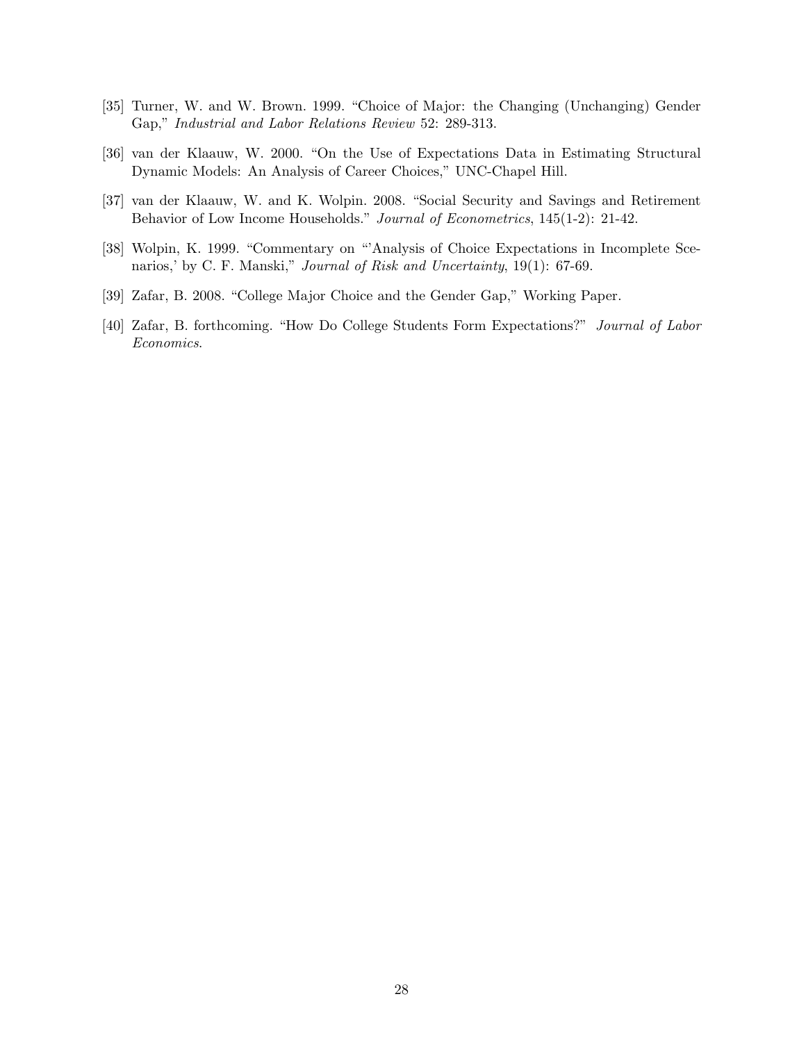[35] Turner, W. and W. Brown. 1999. "Choice of Major: the Changing (Unchanging) Gender Gap," *Industrial and Labor Relations Review* 52: 289-313.

[36] van der Klaauw, W. 2000. "On the Use of Expectations Data in Estimating Structural Dynamic Models: An Analysis of Career Choices," UNC-Chapel Hill.

[37] van der Klaauw, W. and K. Wolpin. 2008. "Social Security and Savings and Retirement Behavior of Low Income Households." *Journal of Econometrics*, 145(1-2): 21-42.

[38] Wolpin, K. 1999. "Commentary on "'Analysis of Choice Expectations in Incomplete Scenarios,' by C. F. Manski," *Journal of Risk and Uncertainty*, 19(1): 67-69.

[39] Zafar, B. 2008. "College Major Choice and the Gender Gap," Working Paper.

[40] Zafar, B. forthcoming. "How Do College Students Form Expectations?" *Journal of Labor Economics*.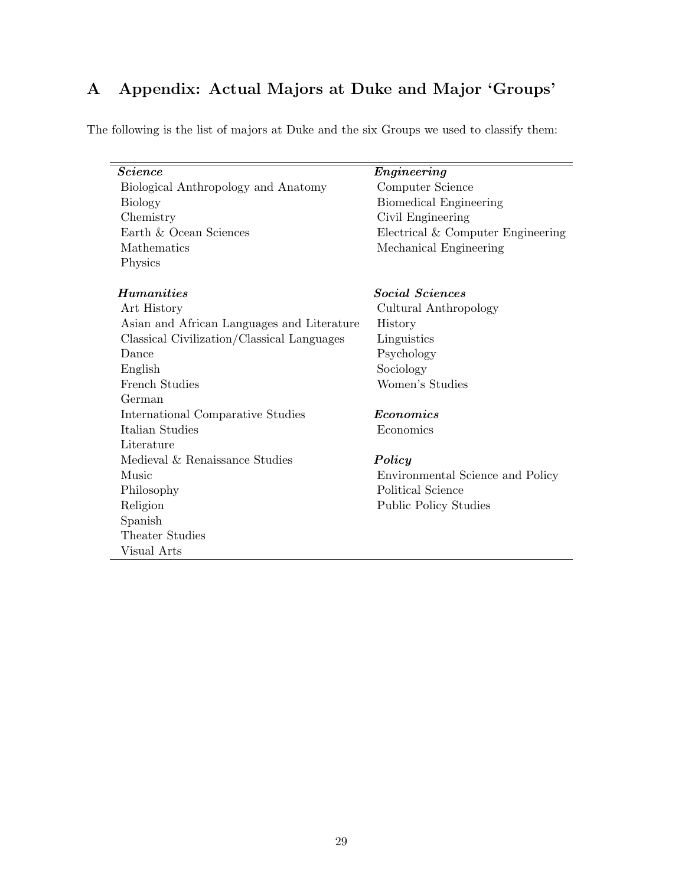# A Appendix: Actual Majors at Duke and Major 'Groups'

The following is the list of majors at Duke and the six Groups we used to classify them:

| | |
|---|---|
| ***Science*** | ***Engineering*** |
| Biological Anthropology and Anatomy | Computer Science |
| Biology | Biomedical Engineering |
| Chemistry | Civil Engineering |
| Earth & Ocean Sciences | Electrical & Computer Engineering |
| Mathematics | Mechanical Engineering |
| Physics | |
| | |
| ***Humanities*** | ***Social Sciences*** |
| Art History | Cultural Anthropology |
| Asian and African Languages and Literature | History |
| Classical Civilization/Classical Languages | Linguistics |
| Dance | Psychology |
| English | Sociology |
| French Studies | Women's Studies |
| German | |
| International Comparative Studies | ***Economics*** |
| Italian Studies | Economics |
| Literature | |
| Medieval & Renaissance Studies | ***Policy*** |
| Music | Environmental Science and Policy |
| Philosophy | Political Science |
| Religion | Public Policy Studies |
| Spanish | |
| Theater Studies | |
| Visual Arts | |